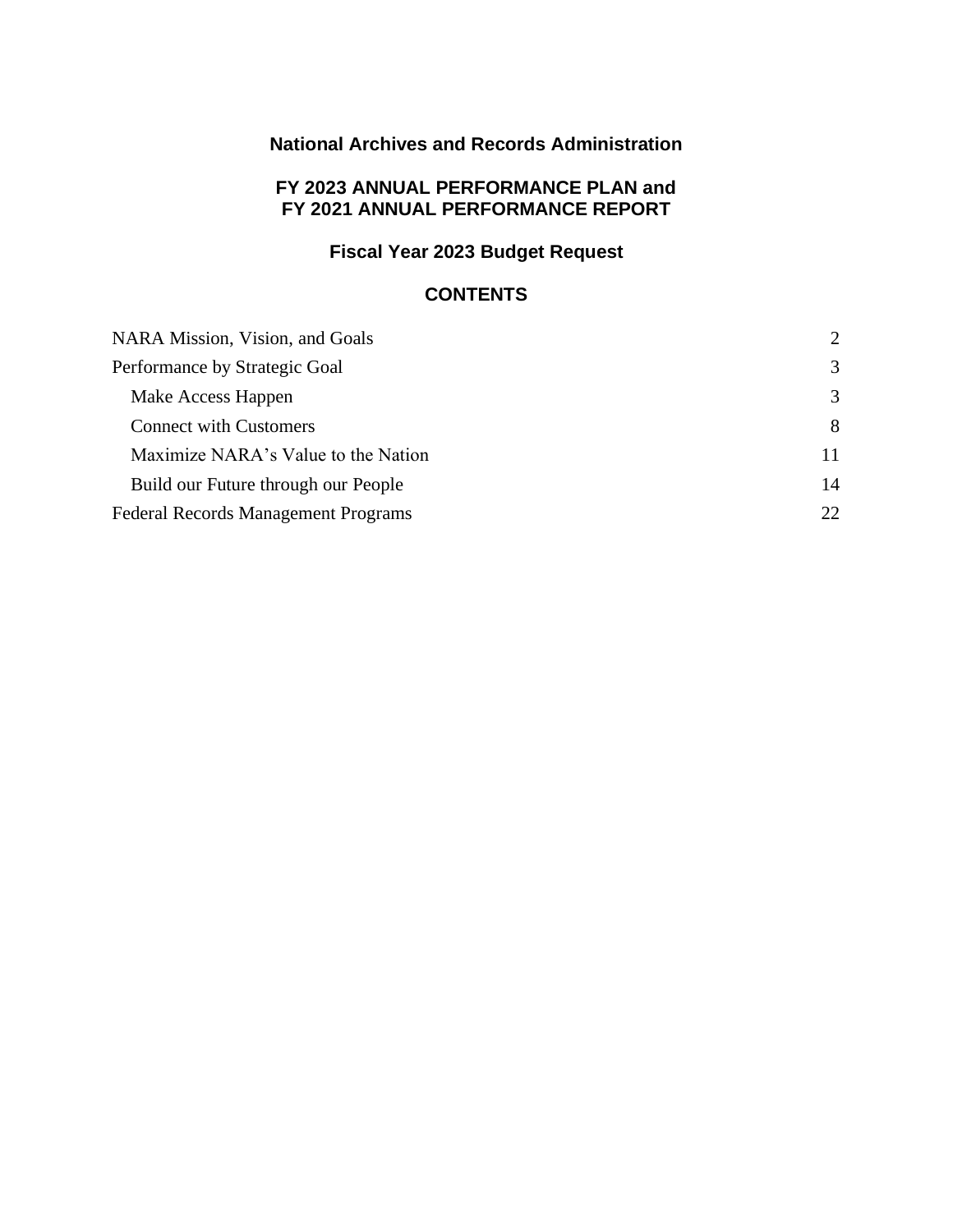# National Archives and Records Administration

## FY 2023 ANNUAL PERFORMANCE PLAN and FY 2021 ANNUAL PERFORMANCE REPORT

## Fiscal Year 2023 Budget Request

## CONTENTS

| | |
|---|---|
| NARA Mission, Vision, and Goals | 2 |
| Performance by Strategic Goal | 3 |
| Make Access Happen | 3 |
| Connect with Customers | 8 |
| Maximize NARA's Value to the Nation | 11 |
| Build our Future through our People | 14 |
| Federal Records Management Programs | 22 |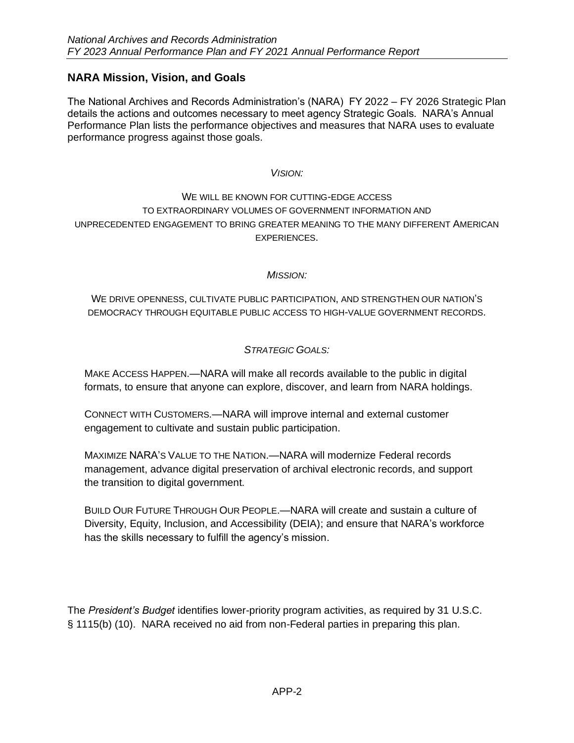## NARA Mission, Vision, and Goals

The National Archives and Records Administration's (NARA) FY 2022 – FY 2026 Strategic Plan details the actions and outcomes necessary to meet agency Strategic Goals. NARA's Annual Performance Plan lists the performance objectives and measures that NARA uses to evaluate performance progress against those goals.

*VISION:*

WE WILL BE KNOWN FOR CUTTING-EDGE ACCESS TO EXTRAORDINARY VOLUMES OF GOVERNMENT INFORMATION AND UNPRECEDENTED ENGAGEMENT TO BRING GREATER MEANING TO THE MANY DIFFERENT AMERICAN EXPERIENCES.

*MISSION:*

WE DRIVE OPENNESS, CULTIVATE PUBLIC PARTICIPATION, AND STRENGTHEN OUR NATION'S DEMOCRACY THROUGH EQUITABLE PUBLIC ACCESS TO HIGH-VALUE GOVERNMENT RECORDS.

*STRATEGIC GOALS:*

MAKE ACCESS HAPPEN.—NARA will make all records available to the public in digital formats, to ensure that anyone can explore, discover, and learn from NARA holdings.

CONNECT WITH CUSTOMERS.—NARA will improve internal and external customer engagement to cultivate and sustain public participation.

MAXIMIZE NARA'S VALUE TO THE NATION.—NARA will modernize Federal records management, advance digital preservation of archival electronic records, and support the transition to digital government.

BUILD OUR FUTURE THROUGH OUR PEOPLE.—NARA will create and sustain a culture of Diversity, Equity, Inclusion, and Accessibility (DEIA); and ensure that NARA's workforce has the skills necessary to fulfill the agency's mission.

The *President's Budget* identifies lower-priority program activities, as required by 31 U.S.C. § 1115(b) (10). NARA received no aid from non-Federal parties in preparing this plan.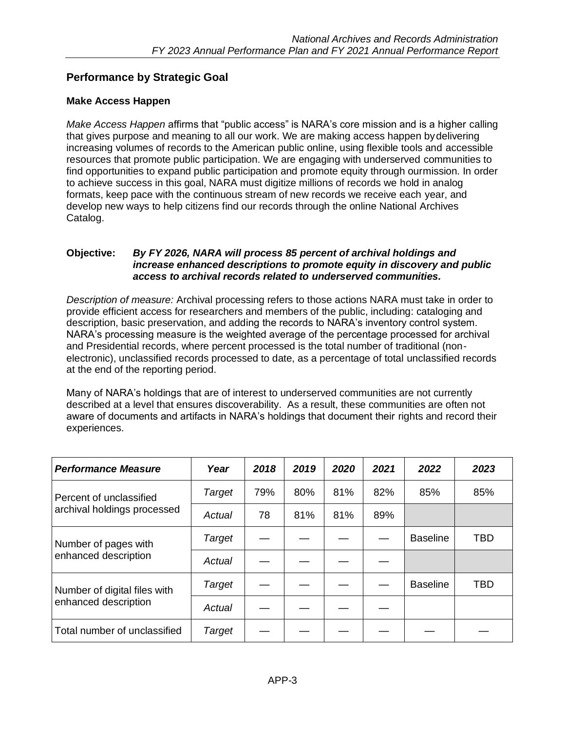## Performance by Strategic Goal

### Make Access Happen

*Make Access Happen* affirms that "public access" is NARA's core mission and is a higher calling that gives purpose and meaning to all our work. We are making access happen by delivering increasing volumes of records to the American public online, using flexible tools and accessible resources that promote public participation. We are engaging with underserved communities to find opportunities to expand public participation and promote equity through our mission. In order to achieve success in this goal, NARA must digitize millions of records we hold in analog formats, keep pace with the continuous stream of new records we receive each year, and develop new ways to help citizens find our records through the online National Archives Catalog.

**Objective:** ***By FY 2026, NARA will process 85 percent of archival holdings and increase enhanced descriptions to promote equity in discovery and public access to archival records related to underserved communities.***

*Description of measure:* Archival processing refers to those actions NARA must take in order to provide efficient access for researchers and members of the public, including: cataloging and description, basic preservation, and adding the records to NARA's inventory control system. NARA's processing measure is the weighted average of the percentage processed for archival and Presidential records, where percent processed is the total number of traditional (non-electronic), unclassified records processed to date, as a percentage of total unclassified records at the end of the reporting period.

Many of NARA's holdings that are of interest to underserved communities are not currently described at a level that ensures discoverability. As a result, these communities are often not aware of documents and artifacts in NARA's holdings that document their rights and record their experiences.

| *Performance Measure* | *Year* | *2018* | *2019* | *2020* | *2021* | *2022* | *2023* |
|---|---|---|---|---|---|---|---|
| Percent of unclassified archival holdings processed | *Target* | 79% | 80% | 81% | 82% | 85% | 85% |
| | *Actual* | 78 | 81% | 81% | 89% | | |
| Number of pages with enhanced description | *Target* | — | — | — | — | Baseline | TBD |
| | *Actual* | — | — | — | — | | |
| Number of digital files with enhanced description | *Target* | — | — | — | — | Baseline | TBD |
| | *Actual* | — | — | — | — | | |
| Total number of unclassified | *Target* | — | — | — | — | — | — |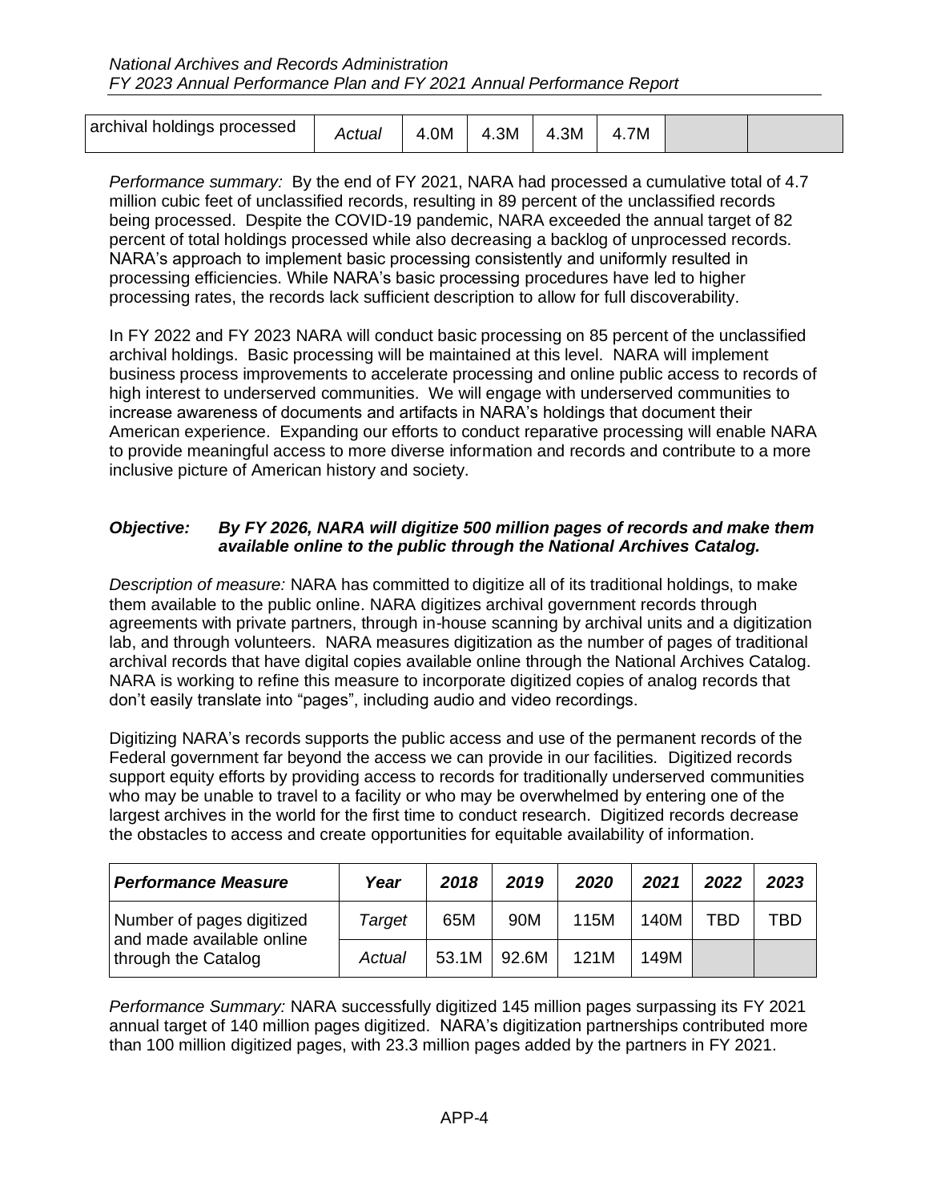| archival holdings processed | *Actual* | 4.0M | 4.3M | 4.3M | 4.7M | | |
|---|---|---|---|---|---|---|---|

*Performance summary:* By the end of FY 2021, NARA had processed a cumulative total of 4.7 million cubic feet of unclassified records, resulting in 89 percent of the unclassified records being processed. Despite the COVID-19 pandemic, NARA exceeded the annual target of 82 percent of total holdings processed while also decreasing a backlog of unprocessed records. NARA's approach to implement basic processing consistently and uniformly resulted in processing efficiencies. While NARA's basic processing procedures have led to higher processing rates, the records lack sufficient description to allow for full discoverability.

In FY 2022 and FY 2023 NARA will conduct basic processing on 85 percent of the unclassified archival holdings. Basic processing will be maintained at this level. NARA will implement business process improvements to accelerate processing and online public access to records of high interest to underserved communities. We will engage with underserved communities to increase awareness of documents and artifacts in NARA's holdings that document their American experience. Expanding our efforts to conduct reparative processing will enable NARA to provide meaningful access to more diverse information and records and contribute to a more inclusive picture of American history and society.

***Objective: By FY 2026, NARA will digitize 500 million pages of records and make them available online to the public through the National Archives Catalog.***

*Description of measure:* NARA has committed to digitize all of its traditional holdings, to make them available to the public online. NARA digitizes archival government records through agreements with private partners, through in-house scanning by archival units and a digitization lab, and through volunteers. NARA measures digitization as the number of pages of traditional archival records that have digital copies available online through the National Archives Catalog. NARA is working to refine this measure to incorporate digitized copies of analog records that don't easily translate into "pages", including audio and video recordings.

Digitizing NARA's records supports the public access and use of the permanent records of the Federal government far beyond the access we can provide in our facilities. Digitized records support equity efforts by providing access to records for traditionally underserved communities who may be unable to travel to a facility or who may be overwhelmed by entering one of the largest archives in the world for the first time to conduct research. Digitized records decrease the obstacles to access and create opportunities for equitable availability of information.

| ***Performance Measure*** | ***Year*** | ***2018*** | ***2019*** | ***2020*** | ***2021*** | ***2022*** | ***2023*** |
|---|---|---|---|---|---|---|---|
| Number of pages digitized and made available online through the Catalog | *Target* | 65M | 90M | 115M | 140M | TBD | TBD |
| | *Actual* | 53.1M | 92.6M | 121M | 149M | | |

*Performance Summary:* NARA successfully digitized 145 million pages surpassing its FY 2021 annual target of 140 million pages digitized. NARA's digitization partnerships contributed more than 100 million digitized pages, with 23.3 million pages added by the partners in FY 2021.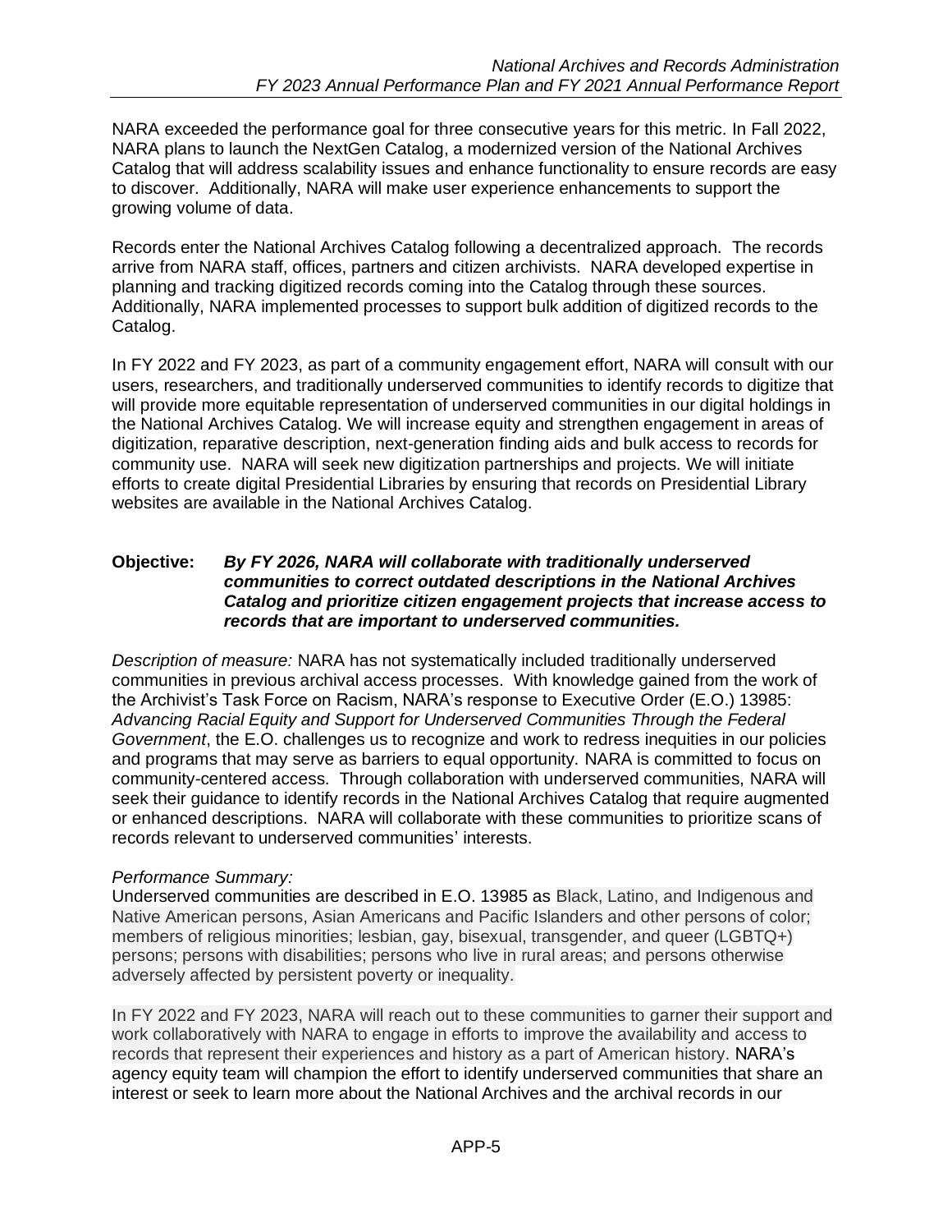NARA exceeded the performance goal for three consecutive years for this metric. In Fall 2022, NARA plans to launch the NextGen Catalog, a modernized version of the National Archives Catalog that will address scalability issues and enhance functionality to ensure records are easy to discover. Additionally, NARA will make user experience enhancements to support the growing volume of data.

Records enter the National Archives Catalog following a decentralized approach. The records arrive from NARA staff, offices, partners and citizen archivists. NARA developed expertise in planning and tracking digitized records coming into the Catalog through these sources. Additionally, NARA implemented processes to support bulk addition of digitized records to the Catalog.

In FY 2022 and FY 2023, as part of a community engagement effort, NARA will consult with our users, researchers, and traditionally underserved communities to identify records to digitize that will provide more equitable representation of underserved communities in our digital holdings in the National Archives Catalog. We will increase equity and strengthen engagement in areas of digitization, reparative description, next-generation finding aids and bulk access to records for community use. NARA will seek new digitization partnerships and projects. We will initiate efforts to create digital Presidential Libraries by ensuring that records on Presidential Library websites are available in the National Archives Catalog.

**Objective:** ***By FY 2026, NARA will collaborate with traditionally underserved communities to correct outdated descriptions in the National Archives Catalog and prioritize citizen engagement projects that increase access to records that are important to underserved communities.***

*Description of measure:* NARA has not systematically included traditionally underserved communities in previous archival access processes. With knowledge gained from the work of the Archivist's Task Force on Racism, NARA's response to Executive Order (E.O.) 13985: *Advancing Racial Equity and Support for Underserved Communities Through the Federal Government*, the E.O. challenges us to recognize and work to redress inequities in our policies and programs that may serve as barriers to equal opportunity. NARA is committed to focus on community-centered access. Through collaboration with underserved communities, NARA will seek their guidance to identify records in the National Archives Catalog that require augmented or enhanced descriptions. NARA will collaborate with these communities to prioritize scans of records relevant to underserved communities' interests.

*Performance Summary:*
Underserved communities are described in E.O. 13985 as Black, Latino, and Indigenous and Native American persons, Asian Americans and Pacific Islanders and other persons of color; members of religious minorities; lesbian, gay, bisexual, transgender, and queer (LGBTQ+) persons; persons with disabilities; persons who live in rural areas; and persons otherwise adversely affected by persistent poverty or inequality.

In FY 2022 and FY 2023, NARA will reach out to these communities to garner their support and work collaboratively with NARA to engage in efforts to improve the availability and access to records that represent their experiences and history as a part of American history. NARA's agency equity team will champion the effort to identify underserved communities that share an interest or seek to learn more about the National Archives and the archival records in our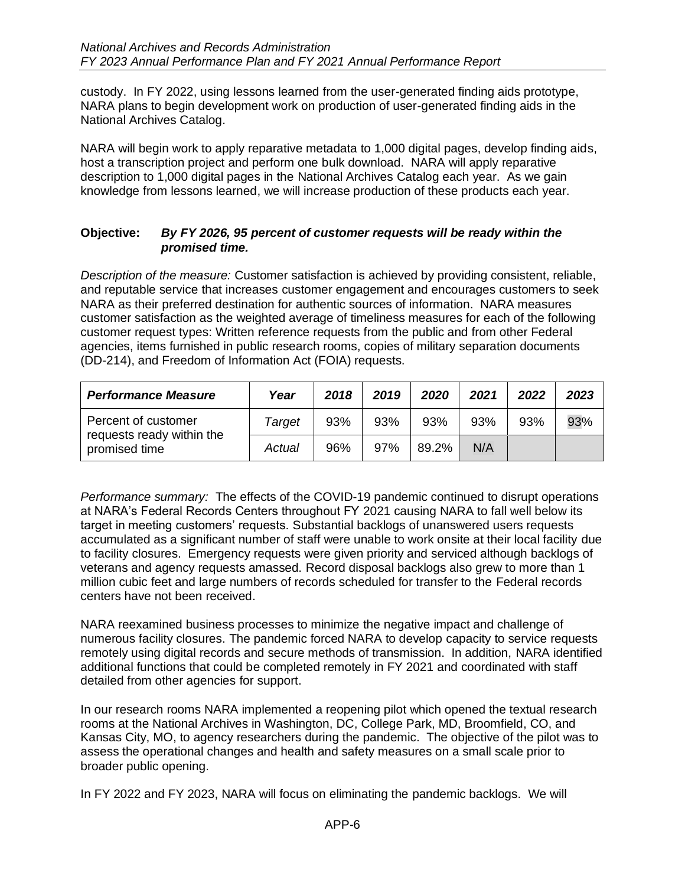custody. In FY 2022, using lessons learned from the user-generated finding aids prototype, NARA plans to begin development work on production of user-generated finding aids in the National Archives Catalog.

NARA will begin work to apply reparative metadata to 1,000 digital pages, develop finding aids, host a transcription project and perform one bulk download. NARA will apply reparative description to 1,000 digital pages in the National Archives Catalog each year. As we gain knowledge from lessons learned, we will increase production of these products each year.

**Objective:** ***By FY 2026, 95 percent of customer requests will be ready within the promised time.***

*Description of the measure:* Customer satisfaction is achieved by providing consistent, reliable, and reputable service that increases customer engagement and encourages customers to seek NARA as their preferred destination for authentic sources of information. NARA measures customer satisfaction as the weighted average of timeliness measures for each of the following customer request types: Written reference requests from the public and from other Federal agencies, items furnished in public research rooms, copies of military separation documents (DD-214), and Freedom of Information Act (FOIA) requests.

| *Performance Measure* | *Year* | *2018* | *2019* | *2020* | *2021* | *2022* | *2023* |
|---|---|---|---|---|---|---|---|
| Percent of customer requests ready within the promised time | *Target* | 93% | 93% | 93% | 93% | 93% | 93% |
| | *Actual* | 96% | 97% | 89.2% | N/A | | |

*Performance summary:* The effects of the COVID-19 pandemic continued to disrupt operations at NARA's Federal Records Centers throughout FY 2021 causing NARA to fall well below its target in meeting customers' requests. Substantial backlogs of unanswered users requests accumulated as a significant number of staff were unable to work onsite at their local facility due to facility closures. Emergency requests were given priority and serviced although backlogs of veterans and agency requests amassed. Record disposal backlogs also grew to more than 1 million cubic feet and large numbers of records scheduled for transfer to the Federal records centers have not been received.

NARA reexamined business processes to minimize the negative impact and challenge of numerous facility closures. The pandemic forced NARA to develop capacity to service requests remotely using digital records and secure methods of transmission. In addition, NARA identified additional functions that could be completed remotely in FY 2021 and coordinated with staff detailed from other agencies for support.

In our research rooms NARA implemented a reopening pilot which opened the textual research rooms at the National Archives in Washington, DC, College Park, MD, Broomfield, CO, and Kansas City, MO, to agency researchers during the pandemic. The objective of the pilot was to assess the operational changes and health and safety measures on a small scale prior to broader public opening.

In FY 2022 and FY 2023, NARA will focus on eliminating the pandemic backlogs. We will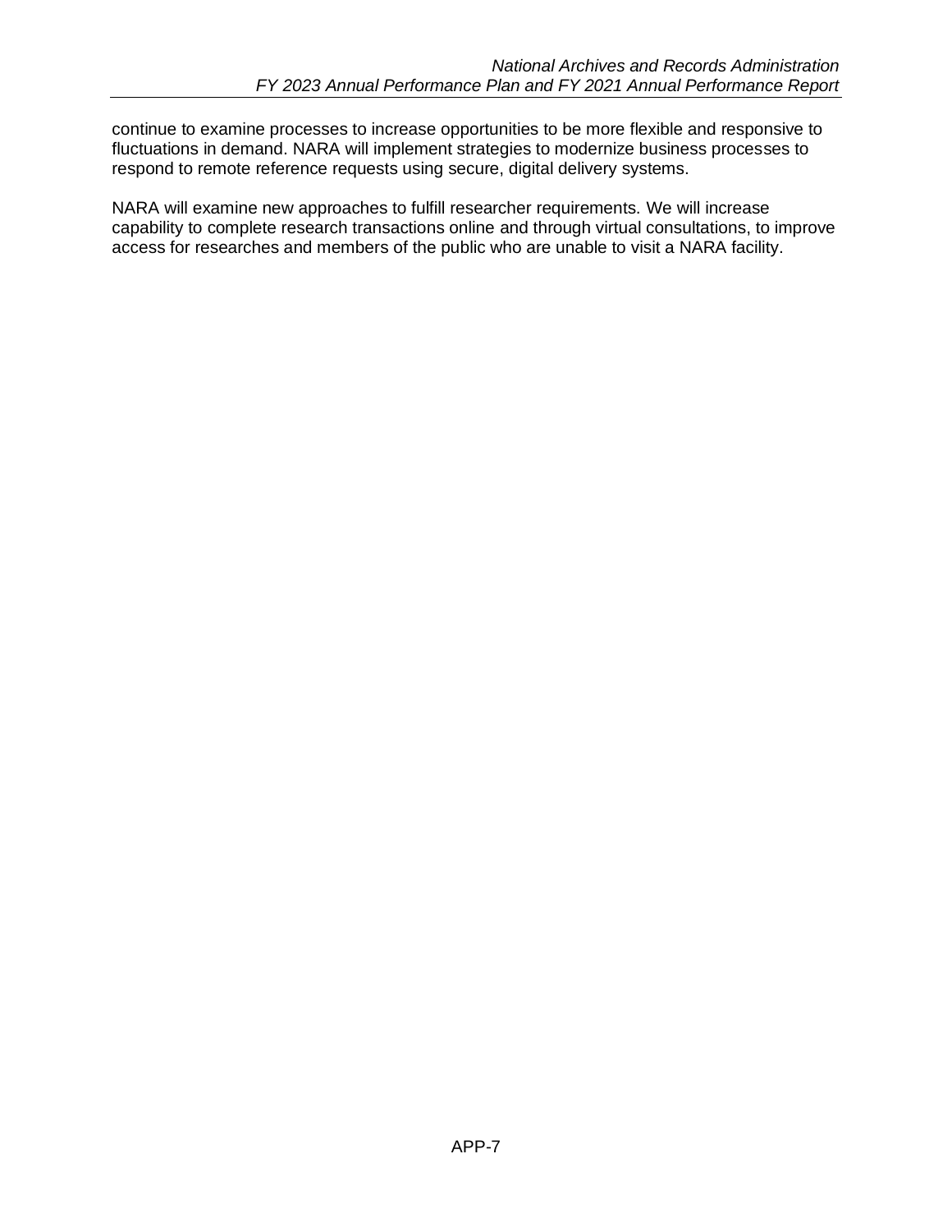continue to examine processes to increase opportunities to be more flexible and responsive to fluctuations in demand. NARA will implement strategies to modernize business processes to respond to remote reference requests using secure, digital delivery systems.

NARA will examine new approaches to fulfill researcher requirements. We will increase capability to complete research transactions online and through virtual consultations, to improve access for researches and members of the public who are unable to visit a NARA facility.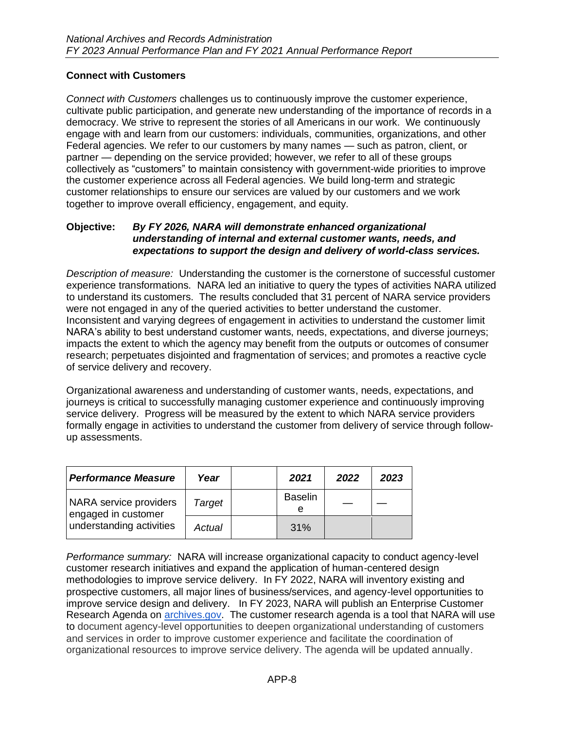## Connect with Customers

*Connect with Customers* challenges us to continuously improve the customer experience, cultivate public participation, and generate new understanding of the importance of records in a democracy. We strive to represent the stories of all Americans in our work. We continuously engage with and learn from our customers: individuals, communities, organizations, and other Federal agencies. We refer to our customers by many names — such as patron, client, or partner — depending on the service provided; however, we refer to all of these groups collectively as "customers" to maintain consistency with government-wide priorities to improve the customer experience across all Federal agencies. We build long-term and strategic customer relationships to ensure our services are valued by our customers and we work together to improve overall efficiency, engagement, and equity.

**Objective:** ***By FY 2026, NARA will demonstrate enhanced organizational understanding of internal and external customer wants, needs, and expectations to support the design and delivery of world-class services.***

*Description of measure:* Understanding the customer is the cornerstone of successful customer experience transformations. NARA led an initiative to query the types of activities NARA utilized to understand its customers. The results concluded that 31 percent of NARA service providers were not engaged in any of the queried activities to better understand the customer. Inconsistent and varying degrees of engagement in activities to understand the customer limit NARA's ability to best understand customer wants, needs, expectations, and diverse journeys; impacts the extent to which the agency may benefit from the outputs or outcomes of consumer research; perpetuates disjointed and fragmentation of services; and promotes a reactive cycle of service delivery and recovery.

Organizational awareness and understanding of customer wants, needs, expectations, and journeys is critical to successfully managing customer experience and continuously improving service delivery. Progress will be measured by the extent to which NARA service providers formally engage in activities to understand the customer from delivery of service through follow-up assessments.

| ***Performance Measure*** | ***Year*** | | ***2021*** | ***2022*** | ***2023*** |
|---|---|---|---|---|---|
| NARA service providers engaged in customer understanding activities | *Target* | | Baseline | — | — |
| | *Actual* | | 31% | | |

*Performance summary:* NARA will increase organizational capacity to conduct agency-level customer research initiatives and expand the application of human-centered design methodologies to improve service delivery. In FY 2022, NARA will inventory existing and prospective customers, all major lines of business/services, and agency-level opportunities to improve service design and delivery. In FY 2023, NARA will publish an Enterprise Customer Research Agenda on archives.gov. The customer research agenda is a tool that NARA will use to document agency-level opportunities to deepen organizational understanding of customers and services in order to improve customer experience and facilitate the coordination of organizational resources to improve service delivery. The agenda will be updated annually.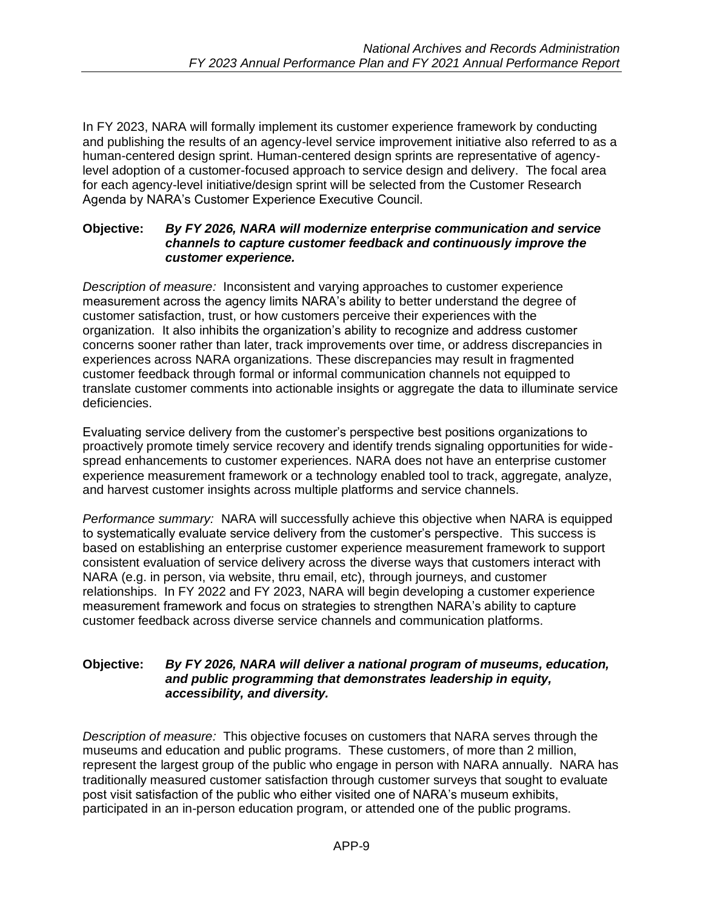In FY 2023, NARA will formally implement its customer experience framework by conducting and publishing the results of an agency-level service improvement initiative also referred to as a human-centered design sprint. Human-centered design sprints are representative of agency-level adoption of a customer-focused approach to service design and delivery. The focal area for each agency-level initiative/design sprint will be selected from the Customer Research Agenda by NARA's Customer Experience Executive Council.

**Objective:** ***By FY 2026, NARA will modernize enterprise communication and service channels to capture customer feedback and continuously improve the customer experience.***

*Description of measure:* Inconsistent and varying approaches to customer experience measurement across the agency limits NARA's ability to better understand the degree of customer satisfaction, trust, or how customers perceive their experiences with the organization. It also inhibits the organization's ability to recognize and address customer concerns sooner rather than later, track improvements over time, or address discrepancies in experiences across NARA organizations. These discrepancies may result in fragmented customer feedback through formal or informal communication channels not equipped to translate customer comments into actionable insights or aggregate the data to illuminate service deficiencies.

Evaluating service delivery from the customer's perspective best positions organizations to proactively promote timely service recovery and identify trends signaling opportunities for wide-spread enhancements to customer experiences. NARA does not have an enterprise customer experience measurement framework or a technology enabled tool to track, aggregate, analyze, and harvest customer insights across multiple platforms and service channels.

*Performance summary:* NARA will successfully achieve this objective when NARA is equipped to systematically evaluate service delivery from the customer's perspective. This success is based on establishing an enterprise customer experience measurement framework to support consistent evaluation of service delivery across the diverse ways that customers interact with NARA (e.g. in person, via website, thru email, etc), through journeys, and customer relationships. In FY 2022 and FY 2023, NARA will begin developing a customer experience measurement framework and focus on strategies to strengthen NARA's ability to capture customer feedback across diverse service channels and communication platforms.

**Objective:** ***By FY 2026, NARA will deliver a national program of museums, education, and public programming that demonstrates leadership in equity, accessibility, and diversity.***

*Description of measure:* This objective focuses on customers that NARA serves through the museums and education and public programs. These customers, of more than 2 million, represent the largest group of the public who engage in person with NARA annually. NARA has traditionally measured customer satisfaction through customer surveys that sought to evaluate post visit satisfaction of the public who either visited one of NARA's museum exhibits, participated in an in-person education program, or attended one of the public programs.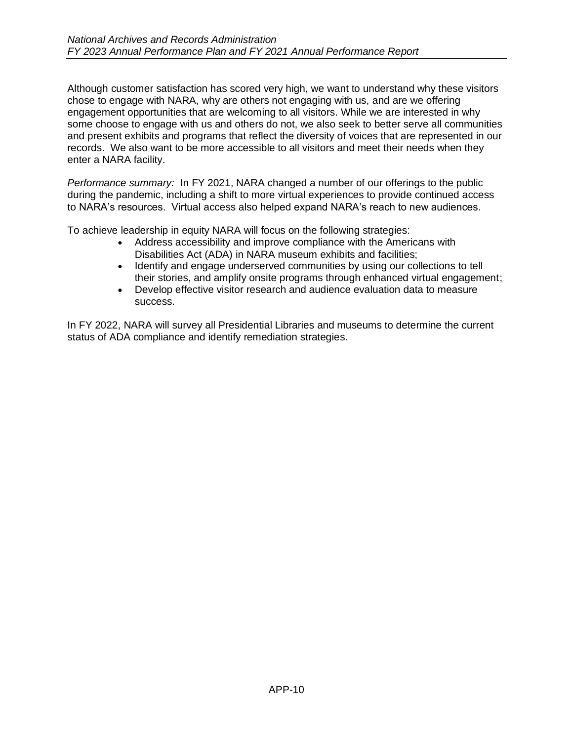Although customer satisfaction has scored very high, we want to understand why these visitors chose to engage with NARA, why are others not engaging with us, and are we offering engagement opportunities that are welcoming to all visitors. While we are interested in why some choose to engage with us and others do not, we also seek to better serve all communities and present exhibits and programs that reflect the diversity of voices that are represented in our records. We also want to be more accessible to all visitors and meet their needs when they enter a NARA facility.

*Performance summary:* In FY 2021, NARA changed a number of our offerings to the public during the pandemic, including a shift to more virtual experiences to provide continued access to NARA's resources. Virtual access also helped expand NARA's reach to new audiences.

To achieve leadership in equity NARA will focus on the following strategies:

- Address accessibility and improve compliance with the Americans with Disabilities Act (ADA) in NARA museum exhibits and facilities;
- Identify and engage underserved communities by using our collections to tell their stories, and amplify onsite programs through enhanced virtual engagement;
- Develop effective visitor research and audience evaluation data to measure success.

In FY 2022, NARA will survey all Presidential Libraries and museums to determine the current status of ADA compliance and identify remediation strategies.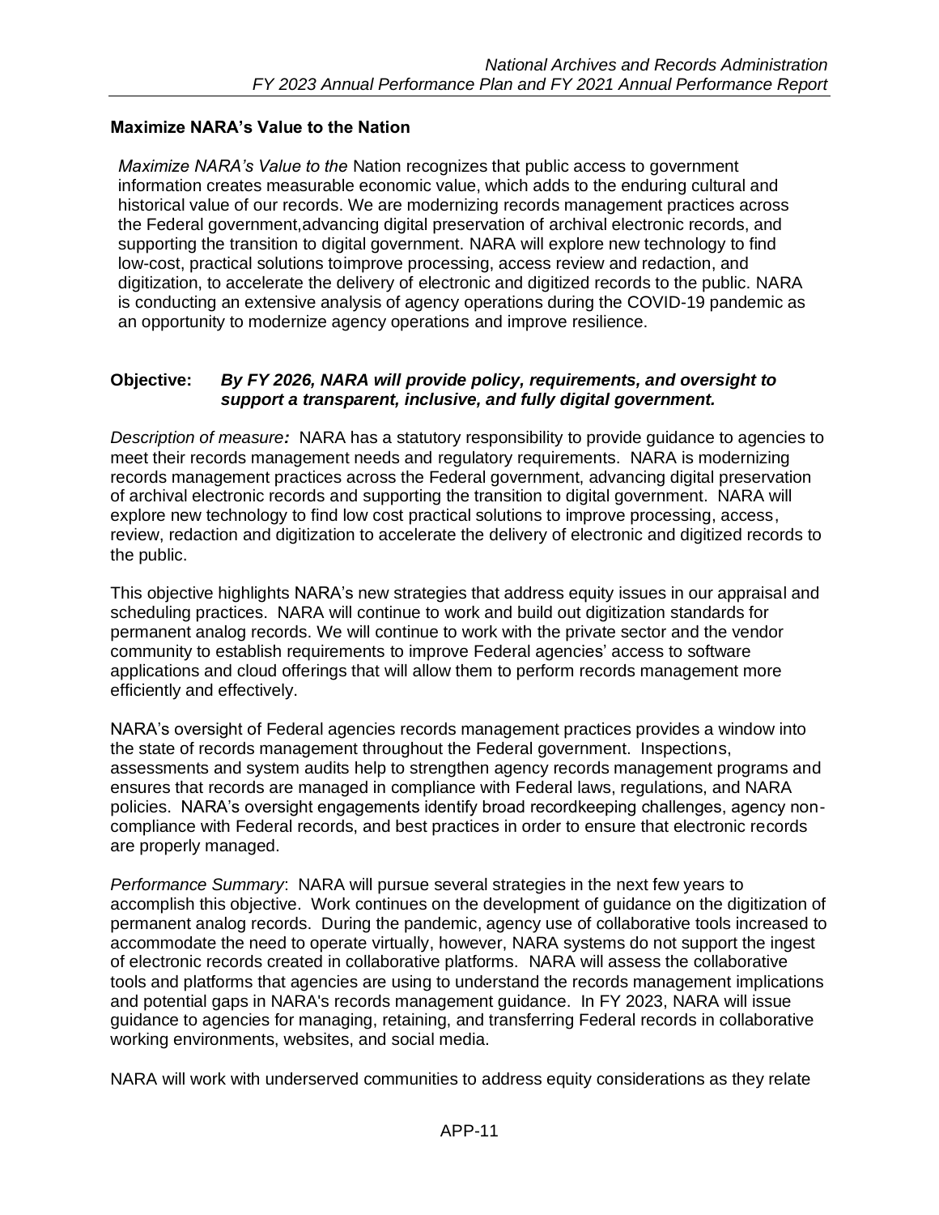### Maximize NARA's Value to the Nation

*Maximize NARA's Value to the* Nation recognizes that public access to government information creates measurable economic value, which adds to the enduring cultural and historical value of our records. We are modernizing records management practices across the Federal government,advancing digital preservation of archival electronic records, and supporting the transition to digital government. NARA will explore new technology to find low-cost, practical solutions toimprove processing, access review and redaction, and digitization, to accelerate the delivery of electronic and digitized records to the public. NARA is conducting an extensive analysis of agency operations during the COVID-19 pandemic as an opportunity to modernize agency operations and improve resilience.

**Objective:** ***By FY 2026, NARA will provide policy, requirements, and oversight to support a transparent, inclusive, and fully digital government.***

*Description of measure**:*** NARA has a statutory responsibility to provide guidance to agencies to meet their records management needs and regulatory requirements. NARA is modernizing records management practices across the Federal government, advancing digital preservation of archival electronic records and supporting the transition to digital government. NARA will explore new technology to find low cost practical solutions to improve processing, access, review, redaction and digitization to accelerate the delivery of electronic and digitized records to the public.

This objective highlights NARA's new strategies that address equity issues in our appraisal and scheduling practices. NARA will continue to work and build out digitization standards for permanent analog records. We will continue to work with the private sector and the vendor community to establish requirements to improve Federal agencies' access to software applications and cloud offerings that will allow them to perform records management more efficiently and effectively.

NARA's oversight of Federal agencies records management practices provides a window into the state of records management throughout the Federal government. Inspections, assessments and system audits help to strengthen agency records management programs and ensures that records are managed in compliance with Federal laws, regulations, and NARA policies. NARA's oversight engagements identify broad recordkeeping challenges, agency non-compliance with Federal records, and best practices in order to ensure that electronic records are properly managed.

*Performance Summary*: NARA will pursue several strategies in the next few years to accomplish this objective. Work continues on the development of guidance on the digitization of permanent analog records. During the pandemic, agency use of collaborative tools increased to accommodate the need to operate virtually, however, NARA systems do not support the ingest of electronic records created in collaborative platforms. NARA will assess the collaborative tools and platforms that agencies are using to understand the records management implications and potential gaps in NARA's records management guidance. In FY 2023, NARA will issue guidance to agencies for managing, retaining, and transferring Federal records in collaborative working environments, websites, and social media.

NARA will work with underserved communities to address equity considerations as they relate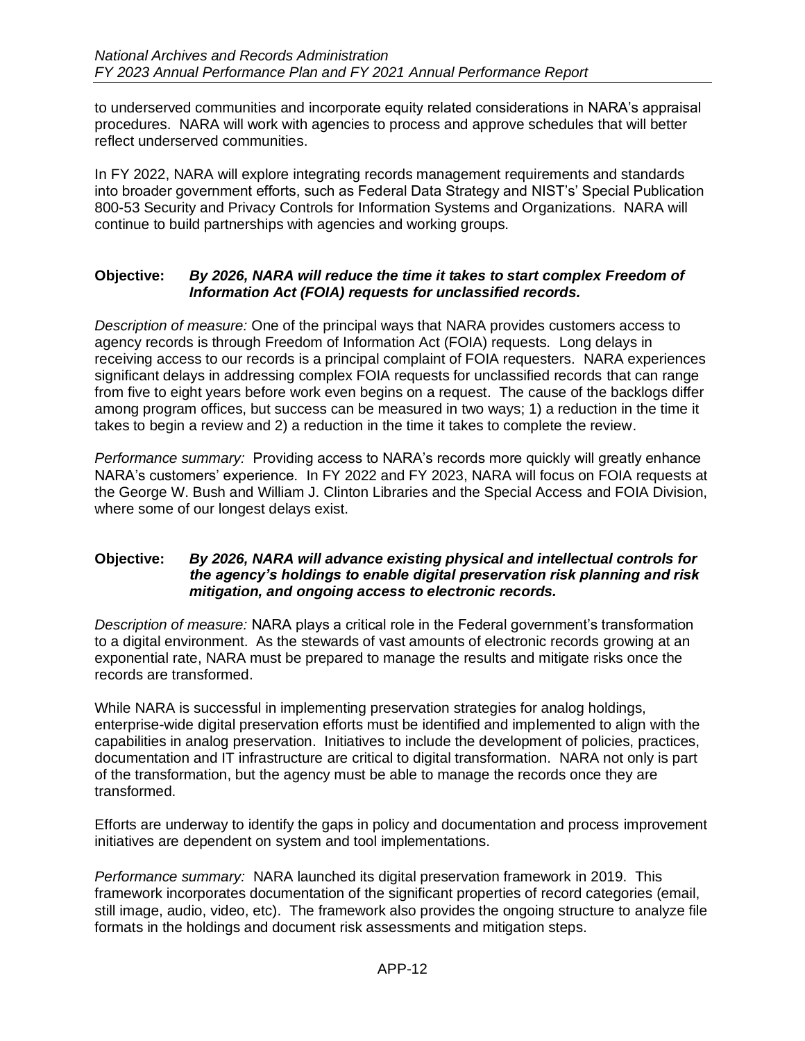to underserved communities and incorporate equity related considerations in NARA's appraisal procedures. NARA will work with agencies to process and approve schedules that will better reflect underserved communities.

In FY 2022, NARA will explore integrating records management requirements and standards into broader government efforts, such as Federal Data Strategy and NIST's' Special Publication 800-53 Security and Privacy Controls for Information Systems and Organizations. NARA will continue to build partnerships with agencies and working groups.

**Objective:** ***By 2026, NARA will reduce the time it takes to start complex Freedom of Information Act (FOIA) requests for unclassified records.***

*Description of measure:* One of the principal ways that NARA provides customers access to agency records is through Freedom of Information Act (FOIA) requests. Long delays in receiving access to our records is a principal complaint of FOIA requesters. NARA experiences significant delays in addressing complex FOIA requests for unclassified records that can range from five to eight years before work even begins on a request. The cause of the backlogs differ among program offices, but success can be measured in two ways; 1) a reduction in the time it takes to begin a review and 2) a reduction in the time it takes to complete the review.

*Performance summary:* Providing access to NARA's records more quickly will greatly enhance NARA's customers' experience. In FY 2022 and FY 2023, NARA will focus on FOIA requests at the George W. Bush and William J. Clinton Libraries and the Special Access and FOIA Division, where some of our longest delays exist.

**Objective:** ***By 2026, NARA will advance existing physical and intellectual controls for the agency's holdings to enable digital preservation risk planning and risk mitigation, and ongoing access to electronic records.***

*Description of measure:* NARA plays a critical role in the Federal government's transformation to a digital environment. As the stewards of vast amounts of electronic records growing at an exponential rate, NARA must be prepared to manage the results and mitigate risks once the records are transformed.

While NARA is successful in implementing preservation strategies for analog holdings, enterprise-wide digital preservation efforts must be identified and implemented to align with the capabilities in analog preservation. Initiatives to include the development of policies, practices, documentation and IT infrastructure are critical to digital transformation. NARA not only is part of the transformation, but the agency must be able to manage the records once they are transformed.

Efforts are underway to identify the gaps in policy and documentation and process improvement initiatives are dependent on system and tool implementations.

*Performance summary:* NARA launched its digital preservation framework in 2019. This framework incorporates documentation of the significant properties of record categories (email, still image, audio, video, etc). The framework also provides the ongoing structure to analyze file formats in the holdings and document risk assessments and mitigation steps.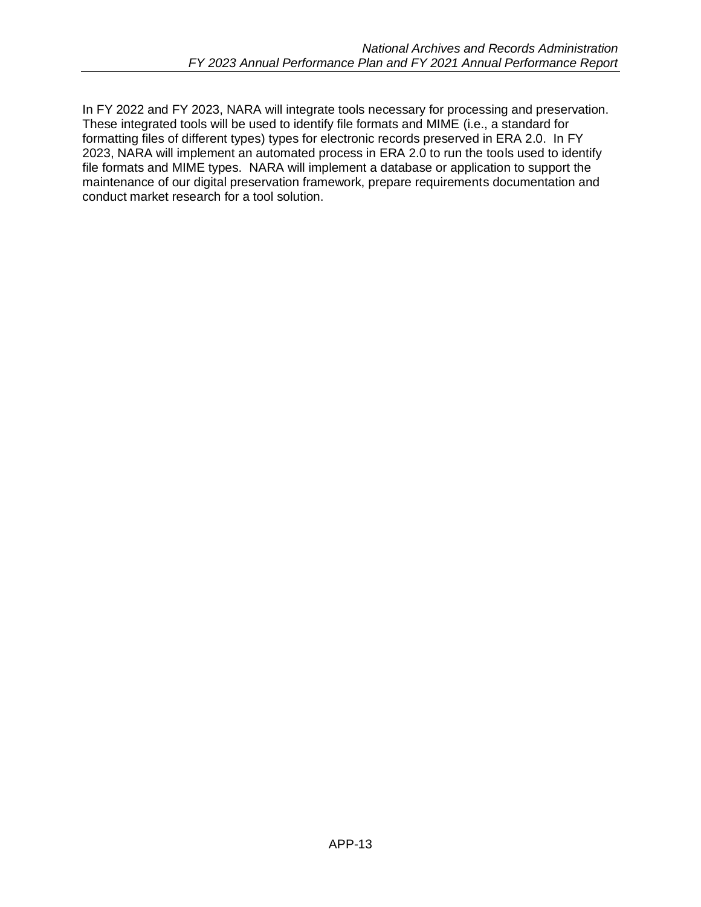In FY 2022 and FY 2023, NARA will integrate tools necessary for processing and preservation. These integrated tools will be used to identify file formats and MIME (i.e., a standard for formatting files of different types) types for electronic records preserved in ERA 2.0. In FY 2023, NARA will implement an automated process in ERA 2.0 to run the tools used to identify file formats and MIME types. NARA will implement a database or application to support the maintenance of our digital preservation framework, prepare requirements documentation and conduct market research for a tool solution.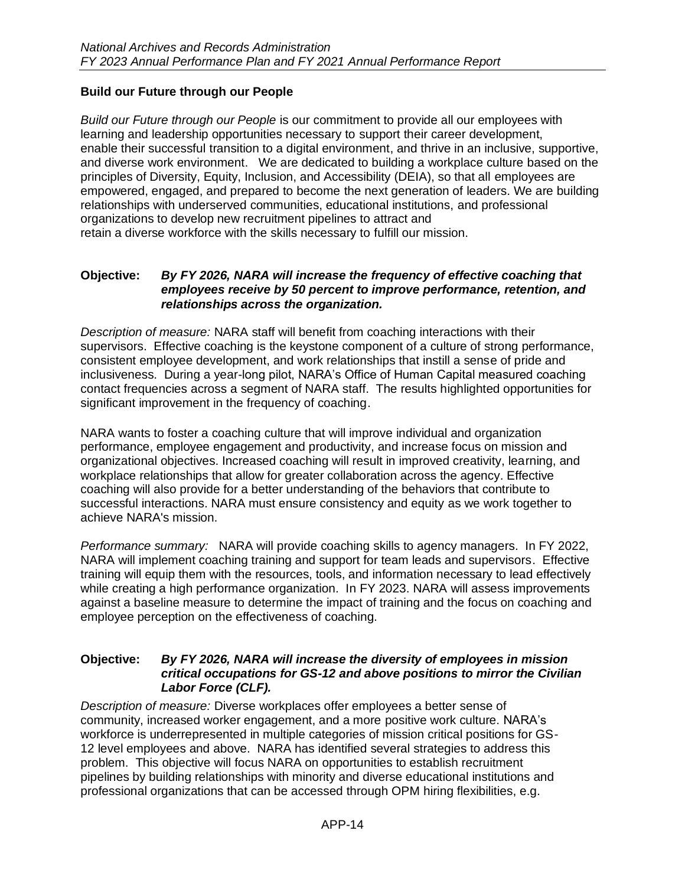## Build our Future through our People

*Build our Future through our People* is our commitment to provide all our employees with learning and leadership opportunities necessary to support their career development, enable their successful transition to a digital environment, and thrive in an inclusive, supportive, and diverse work environment. We are dedicated to building a workplace culture based on the principles of Diversity, Equity, Inclusion, and Accessibility (DEIA), so that all employees are empowered, engaged, and prepared to become the next generation of leaders. We are building relationships with underserved communities, educational institutions, and professional organizations to develop new recruitment pipelines to attract and retain a diverse workforce with the skills necessary to fulfill our mission.

**Objective:** ***By FY 2026, NARA will increase the frequency of effective coaching that employees receive by 50 percent to improve performance, retention, and relationships across the organization.***

*Description of measure:* NARA staff will benefit from coaching interactions with their supervisors. Effective coaching is the keystone component of a culture of strong performance, consistent employee development, and work relationships that instill a sense of pride and inclusiveness. During a year-long pilot, NARA's Office of Human Capital measured coaching contact frequencies across a segment of NARA staff. The results highlighted opportunities for significant improvement in the frequency of coaching.

NARA wants to foster a coaching culture that will improve individual and organization performance, employee engagement and productivity, and increase focus on mission and organizational objectives. Increased coaching will result in improved creativity, learning, and workplace relationships that allow for greater collaboration across the agency. Effective coaching will also provide for a better understanding of the behaviors that contribute to successful interactions. NARA must ensure consistency and equity as we work together to achieve NARA's mission.

*Performance summary:* NARA will provide coaching skills to agency managers. In FY 2022, NARA will implement coaching training and support for team leads and supervisors. Effective training will equip them with the resources, tools, and information necessary to lead effectively while creating a high performance organization. In FY 2023. NARA will assess improvements against a baseline measure to determine the impact of training and the focus on coaching and employee perception on the effectiveness of coaching.

**Objective:** ***By FY 2026, NARA will increase the diversity of employees in mission critical occupations for GS-12 and above positions to mirror the Civilian Labor Force (CLF).***

*Description of measure:* Diverse workplaces offer employees a better sense of community, increased worker engagement, and a more positive work culture. NARA's workforce is underrepresented in multiple categories of mission critical positions for GS-12 level employees and above. NARA has identified several strategies to address this problem. This objective will focus NARA on opportunities to establish recruitment pipelines by building relationships with minority and diverse educational institutions and professional organizations that can be accessed through OPM hiring flexibilities, e.g.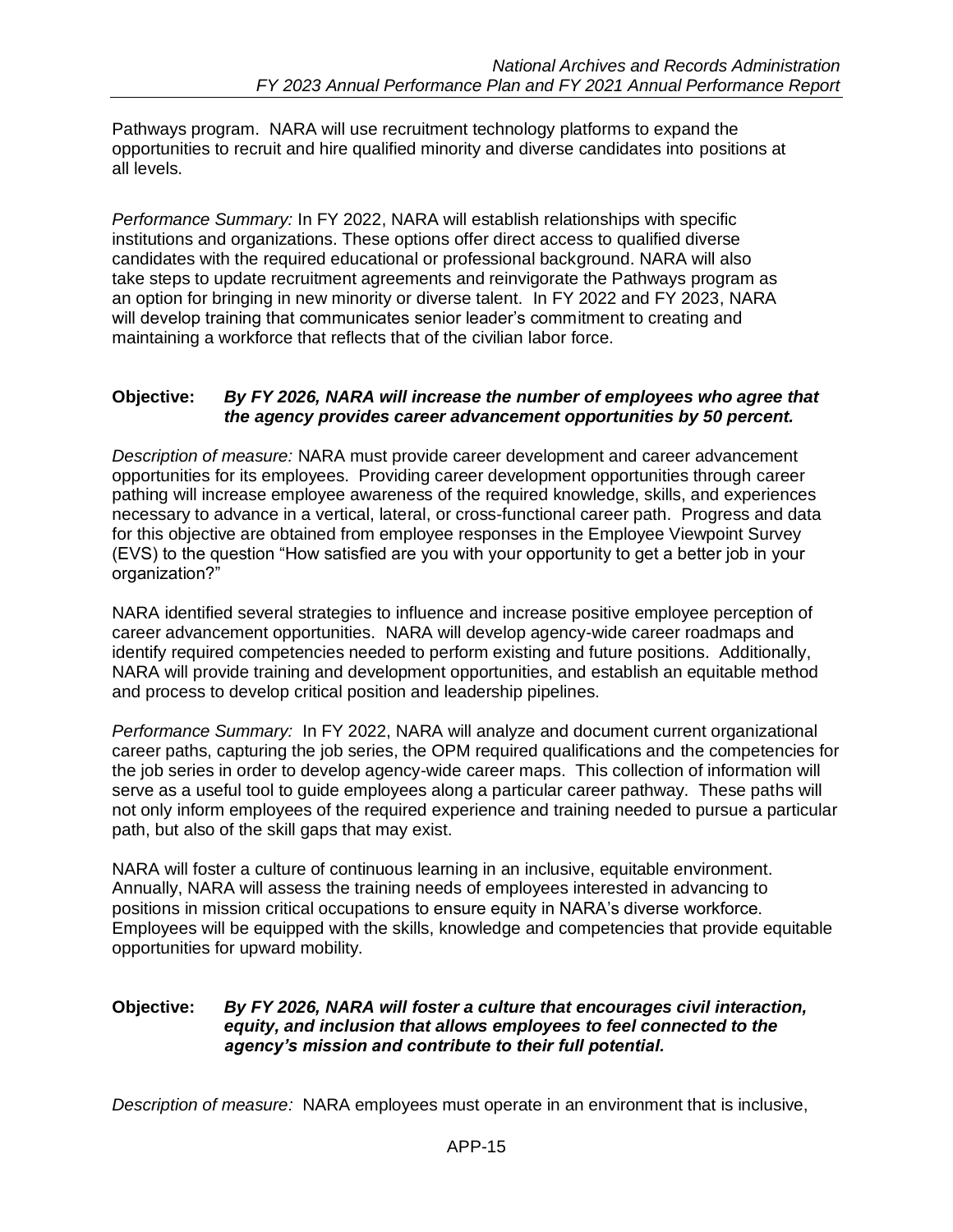Pathways program. NARA will use recruitment technology platforms to expand the opportunities to recruit and hire qualified minority and diverse candidates into positions at all levels.

*Performance Summary:* In FY 2022, NARA will establish relationships with specific institutions and organizations. These options offer direct access to qualified diverse candidates with the required educational or professional background. NARA will also take steps to update recruitment agreements and reinvigorate the Pathways program as an option for bringing in new minority or diverse talent. In FY 2022 and FY 2023, NARA will develop training that communicates senior leader's commitment to creating and maintaining a workforce that reflects that of the civilian labor force.

**Objective:** ***By FY 2026, NARA will increase the number of employees who agree that the agency provides career advancement opportunities by 50 percent.***

*Description of measure:* NARA must provide career development and career advancement opportunities for its employees. Providing career development opportunities through career pathing will increase employee awareness of the required knowledge, skills, and experiences necessary to advance in a vertical, lateral, or cross-functional career path. Progress and data for this objective are obtained from employee responses in the Employee Viewpoint Survey (EVS) to the question "How satisfied are you with your opportunity to get a better job in your organization?"

NARA identified several strategies to influence and increase positive employee perception of career advancement opportunities. NARA will develop agency-wide career roadmaps and identify required competencies needed to perform existing and future positions. Additionally, NARA will provide training and development opportunities, and establish an equitable method and process to develop critical position and leadership pipelines.

*Performance Summary:* In FY 2022, NARA will analyze and document current organizational career paths, capturing the job series, the OPM required qualifications and the competencies for the job series in order to develop agency-wide career maps. This collection of information will serve as a useful tool to guide employees along a particular career pathway. These paths will not only inform employees of the required experience and training needed to pursue a particular path, but also of the skill gaps that may exist.

NARA will foster a culture of continuous learning in an inclusive, equitable environment. Annually, NARA will assess the training needs of employees interested in advancing to positions in mission critical occupations to ensure equity in NARA's diverse workforce. Employees will be equipped with the skills, knowledge and competencies that provide equitable opportunities for upward mobility.

**Objective:** ***By FY 2026, NARA will foster a culture that encourages civil interaction, equity, and inclusion that allows employees to feel connected to the agency's mission and contribute to their full potential.***

*Description of measure:* NARA employees must operate in an environment that is inclusive,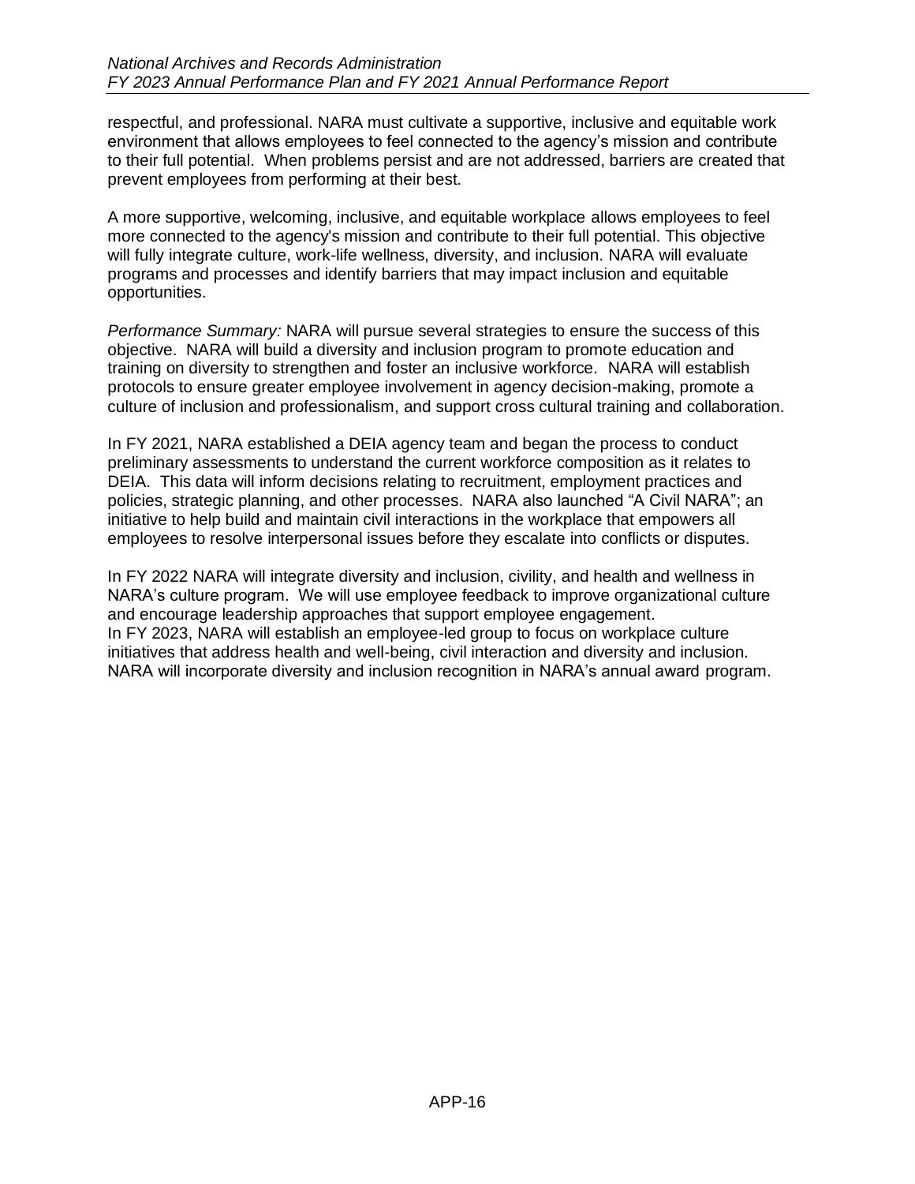respectful, and professional. NARA must cultivate a supportive, inclusive and equitable work environment that allows employees to feel connected to the agency's mission and contribute to their full potential. When problems persist and are not addressed, barriers are created that prevent employees from performing at their best.

A more supportive, welcoming, inclusive, and equitable workplace allows employees to feel more connected to the agency's mission and contribute to their full potential. This objective will fully integrate culture, work-life wellness, diversity, and inclusion. NARA will evaluate programs and processes and identify barriers that may impact inclusion and equitable opportunities.

*Performance Summary:* NARA will pursue several strategies to ensure the success of this objective. NARA will build a diversity and inclusion program to promote education and training on diversity to strengthen and foster an inclusive workforce. NARA will establish protocols to ensure greater employee involvement in agency decision-making, promote a culture of inclusion and professionalism, and support cross cultural training and collaboration.

In FY 2021, NARA established a DEIA agency team and began the process to conduct preliminary assessments to understand the current workforce composition as it relates to DEIA. This data will inform decisions relating to recruitment, employment practices and policies, strategic planning, and other processes. NARA also launched "A Civil NARA"; an initiative to help build and maintain civil interactions in the workplace that empowers all employees to resolve interpersonal issues before they escalate into conflicts or disputes.

In FY 2022 NARA will integrate diversity and inclusion, civility, and health and wellness in NARA's culture program. We will use employee feedback to improve organizational culture and encourage leadership approaches that support employee engagement.
In FY 2023, NARA will establish an employee-led group to focus on workplace culture initiatives that address health and well-being, civil interaction and diversity and inclusion. NARA will incorporate diversity and inclusion recognition in NARA's annual award program.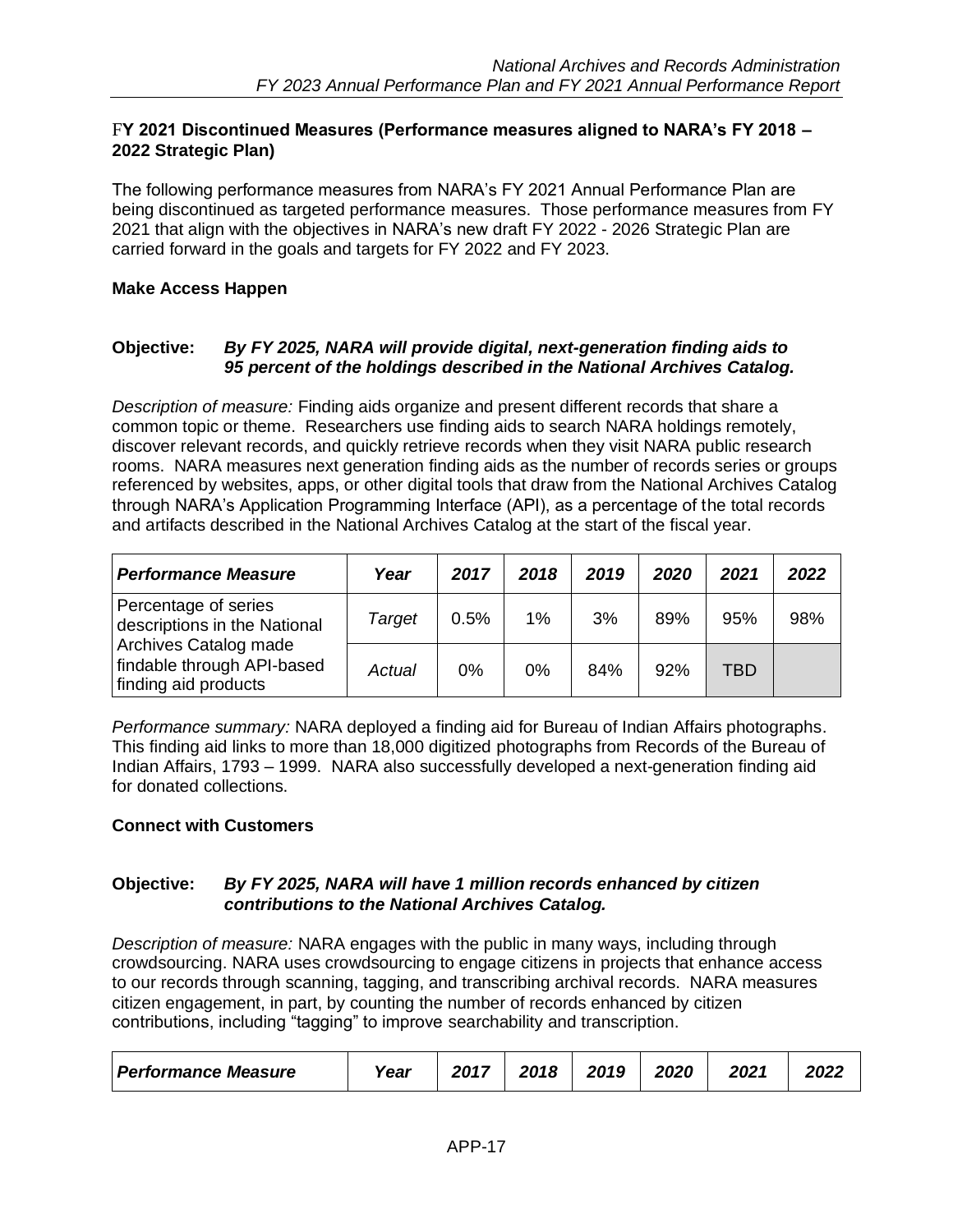### FY 2021 Discontinued Measures (Performance measures aligned to NARA's FY 2018 – 2022 Strategic Plan)

The following performance measures from NARA's FY 2021 Annual Performance Plan are being discontinued as targeted performance measures. Those performance measures from FY 2021 that align with the objectives in NARA's new draft FY 2022 - 2026 Strategic Plan are carried forward in the goals and targets for FY 2022 and FY 2023.

**Make Access Happen**

**Objective:** ***By FY 2025, NARA will provide digital, next-generation finding aids to 95 percent of the holdings described in the National Archives Catalog.***

*Description of measure:* Finding aids organize and present different records that share a common topic or theme. Researchers use finding aids to search NARA holdings remotely, discover relevant records, and quickly retrieve records when they visit NARA public research rooms. NARA measures next generation finding aids as the number of records series or groups referenced by websites, apps, or other digital tools that draw from the National Archives Catalog through NARA's Application Programming Interface (API), as a percentage of the total records and artifacts described in the National Archives Catalog at the start of the fiscal year.

| *Performance Measure* | *Year* | *2017* | *2018* | *2019* | *2020* | *2021* | *2022* |
|---|---|---|---|---|---|---|---|
| Percentage of series descriptions in the National Archives Catalog made findable through API-based finding aid products | *Target* | 0.5% | 1% | 3% | 89% | 95% | 98% |
| | *Actual* | 0% | 0% | 84% | 92% | TBD | |

*Performance summary:* NARA deployed a finding aid for Bureau of Indian Affairs photographs. This finding aid links to more than 18,000 digitized photographs from Records of the Bureau of Indian Affairs, 1793 – 1999. NARA also successfully developed a next-generation finding aid for donated collections.

**Connect with Customers**

**Objective:** ***By FY 2025, NARA will have 1 million records enhanced by citizen contributions to the National Archives Catalog.***

*Description of measure:* NARA engages with the public in many ways, including through crowdsourcing. NARA uses crowdsourcing to engage citizens in projects that enhance access to our records through scanning, tagging, and transcribing archival records. NARA measures citizen engagement, in part, by counting the number of records enhanced by citizen contributions, including "tagging" to improve searchability and transcription.

| *Performance Measure* | *Year* | *2017* | *2018* | *2019* | *2020* | *2021* | *2022* |
|---|---|---|---|---|---|---|---|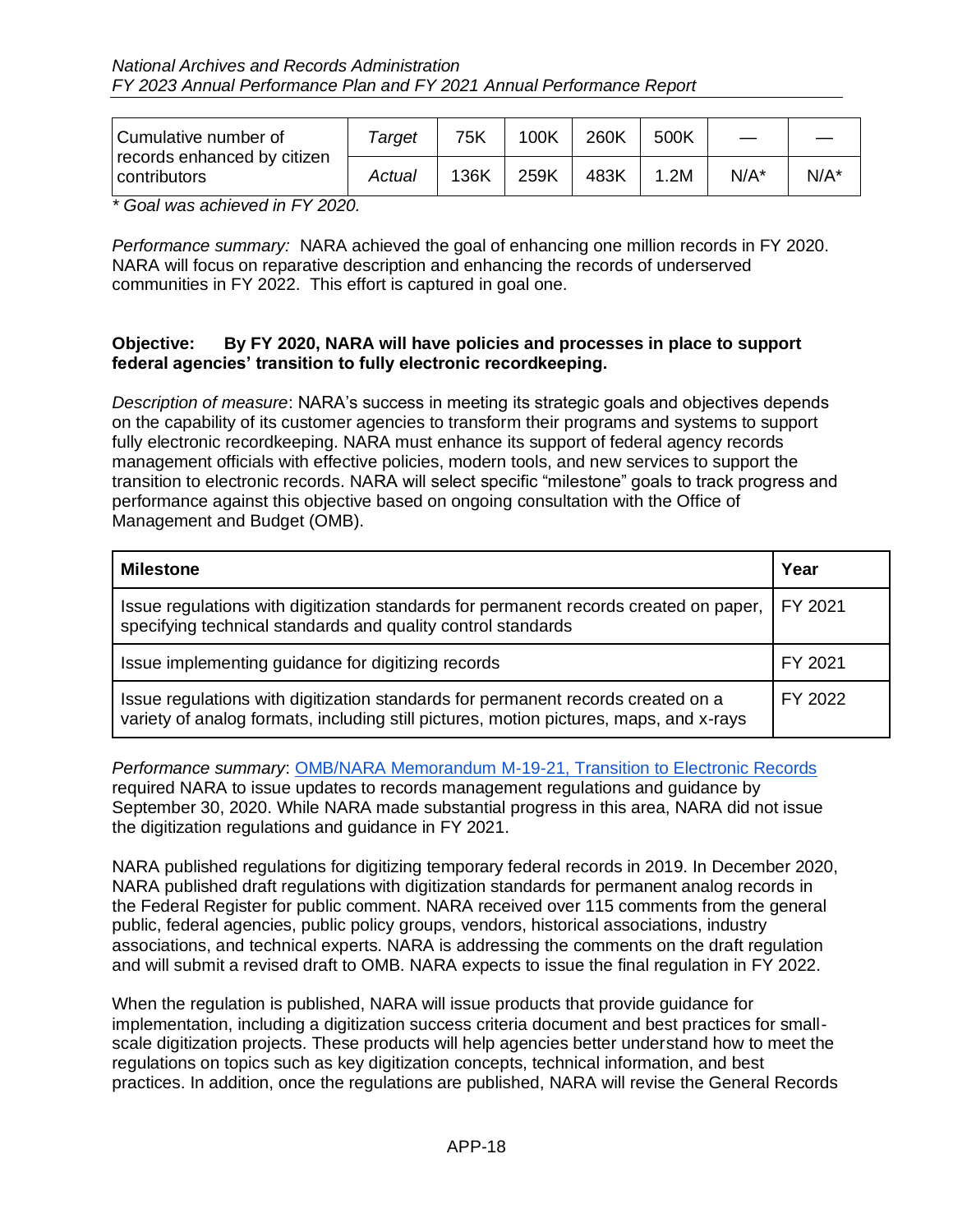| Cumulative number of records enhanced by citizen contributors | *Target* | 75K | 100K | 260K | 500K | — | — |
|---|---|---|---|---|---|---|---|
| | *Actual* | 136K | 259K | 483K | 1.2M | N/A* | N/A* |

*\* Goal was achieved in FY 2020.*

*Performance summary:* NARA achieved the goal of enhancing one million records in FY 2020. NARA will focus on reparative description and enhancing the records of underserved communities in FY 2022. This effort is captured in goal one.

**Objective: By FY 2020, NARA will have policies and processes in place to support federal agencies' transition to fully electronic recordkeeping.**

*Description of measure*: NARA's success in meeting its strategic goals and objectives depends on the capability of its customer agencies to transform their programs and systems to support fully electronic recordkeeping. NARA must enhance its support of federal agency records management officials with effective policies, modern tools, and new services to support the transition to electronic records. NARA will select specific "milestone" goals to track progress and performance against this objective based on ongoing consultation with the Office of Management and Budget (OMB).

| **Milestone** | **Year** |
|---|---|
| Issue regulations with digitization standards for permanent records created on paper, specifying technical standards and quality control standards | FY 2021 |
| Issue implementing guidance for digitizing records | FY 2021 |
| Issue regulations with digitization standards for permanent records created on a variety of analog formats, including still pictures, motion pictures, maps, and x-rays | FY 2022 |

*Performance summary*: OMB/NARA Memorandum M-19-21, Transition to Electronic Records required NARA to issue updates to records management regulations and guidance by September 30, 2020. While NARA made substantial progress in this area, NARA did not issue the digitization regulations and guidance in FY 2021.

NARA published regulations for digitizing temporary federal records in 2019. In December 2020, NARA published draft regulations with digitization standards for permanent analog records in the Federal Register for public comment. NARA received over 115 comments from the general public, federal agencies, public policy groups, vendors, historical associations, industry associations, and technical experts. NARA is addressing the comments on the draft regulation and will submit a revised draft to OMB. NARA expects to issue the final regulation in FY 2022.

When the regulation is published, NARA will issue products that provide guidance for implementation, including a digitization success criteria document and best practices for small-scale digitization projects. These products will help agencies better understand how to meet the regulations on topics such as key digitization concepts, technical information, and best practices. In addition, once the regulations are published, NARA will revise the General Records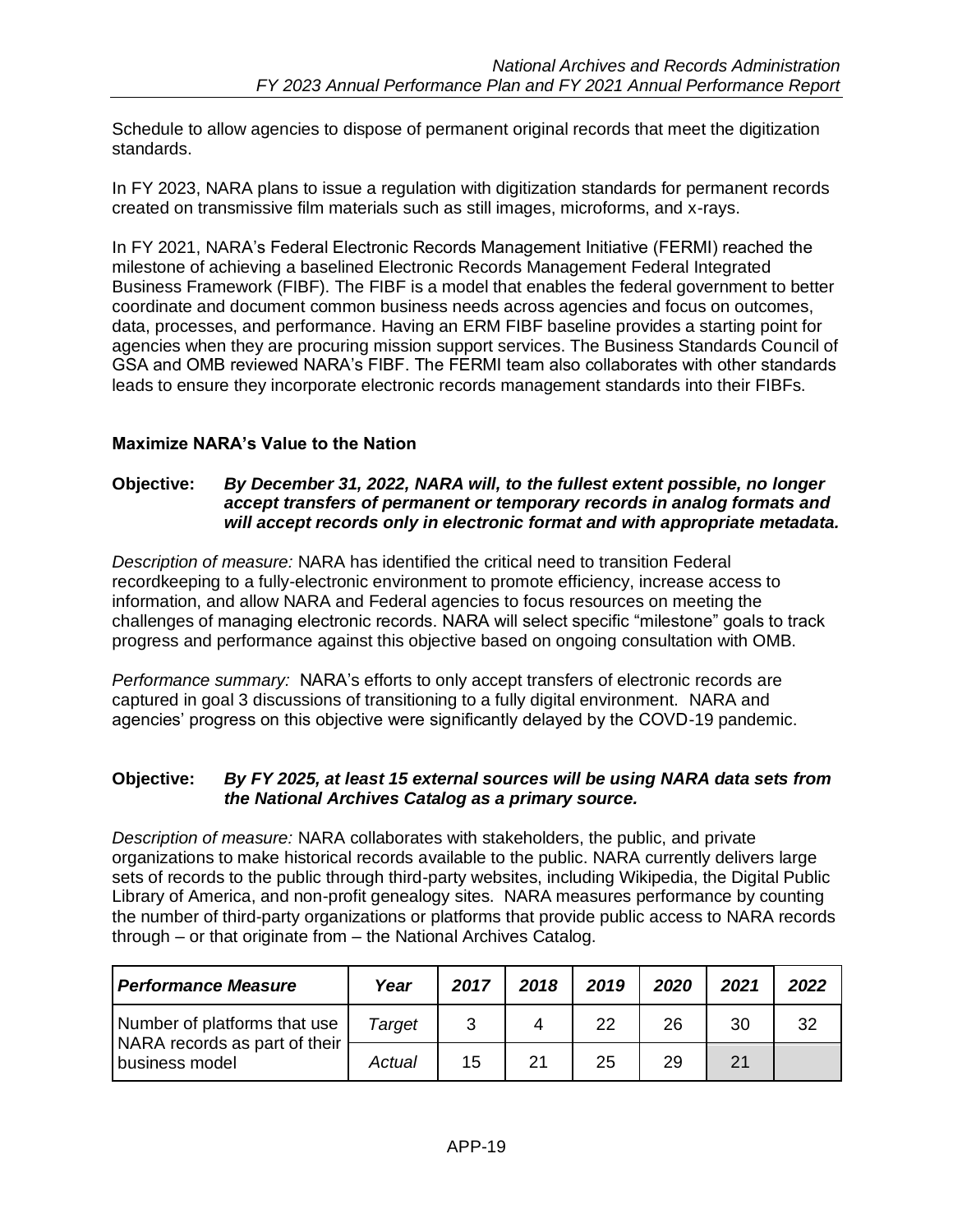Schedule to allow agencies to dispose of permanent original records that meet the digitization standards.

In FY 2023, NARA plans to issue a regulation with digitization standards for permanent records created on transmissive film materials such as still images, microforms, and x-rays.

In FY 2021, NARA's Federal Electronic Records Management Initiative (FERMI) reached the milestone of achieving a baselined Electronic Records Management Federal Integrated Business Framework (FIBF). The FIBF is a model that enables the federal government to better coordinate and document common business needs across agencies and focus on outcomes, data, processes, and performance. Having an ERM FIBF baseline provides a starting point for agencies when they are procuring mission support services. The Business Standards Council of GSA and OMB reviewed NARA's FIBF. The FERMI team also collaborates with other standards leads to ensure they incorporate electronic records management standards into their FIBFs.

### Maximize NARA's Value to the Nation

**Objective:** ***By December 31, 2022, NARA will, to the fullest extent possible, no longer accept transfers of permanent or temporary records in analog formats and will accept records only in electronic format and with appropriate metadata.***

*Description of measure:* NARA has identified the critical need to transition Federal recordkeeping to a fully-electronic environment to promote efficiency, increase access to information, and allow NARA and Federal agencies to focus resources on meeting the challenges of managing electronic records. NARA will select specific "milestone" goals to track progress and performance against this objective based on ongoing consultation with OMB.

*Performance summary:* NARA's efforts to only accept transfers of electronic records are captured in goal 3 discussions of transitioning to a fully digital environment. NARA and agencies' progress on this objective were significantly delayed by the COVD-19 pandemic.

**Objective:** ***By FY 2025, at least 15 external sources will be using NARA data sets from the National Archives Catalog as a primary source.***

*Description of measure:* NARA collaborates with stakeholders, the public, and private organizations to make historical records available to the public. NARA currently delivers large sets of records to the public through third-party websites, including Wikipedia, the Digital Public Library of America, and non-profit genealogy sites. NARA measures performance by counting the number of third-party organizations or platforms that provide public access to NARA records through – or that originate from – the National Archives Catalog.

| *Performance Measure* | *Year* | *2017* | *2018* | *2019* | *2020* | *2021* | *2022* |
|---|---|---|---|---|---|---|---|
| Number of platforms that use NARA records as part of their business model | *Target* | 3 | 4 | 22 | 26 | 30 | 32 |
| | *Actual* | 15 | 21 | 25 | 29 | 21 | |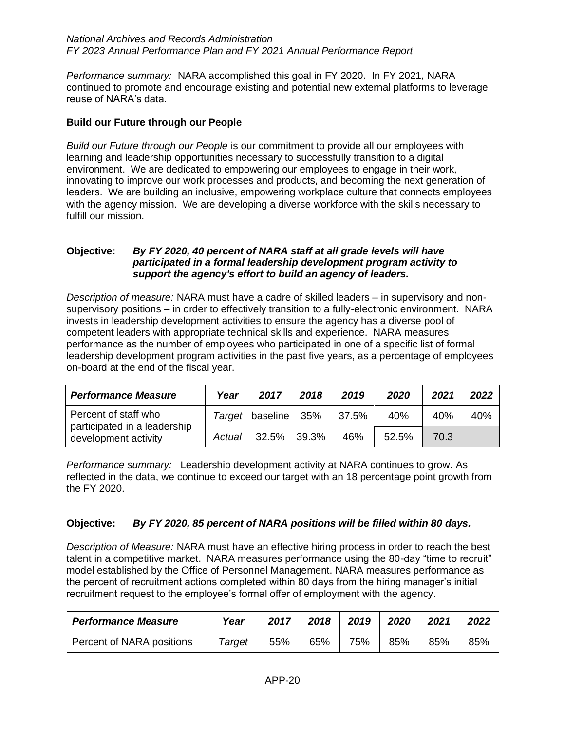*Performance summary:* NARA accomplished this goal in FY 2020. In FY 2021, NARA continued to promote and encourage existing and potential new external platforms to leverage reuse of NARA's data.

### Build our Future through our People

*Build our Future through our People* is our commitment to provide all our employees with learning and leadership opportunities necessary to successfully transition to a digital environment. We are dedicated to empowering our employees to engage in their work, innovating to improve our work processes and products, and becoming the next generation of leaders. We are building an inclusive, empowering workplace culture that connects employees with the agency mission. We are developing a diverse workforce with the skills necessary to fulfill our mission.

**Objective:** ***By FY 2020, 40 percent of NARA staff at all grade levels will have participated in a formal leadership development program activity to support the agency's effort to build an agency of leaders.***

*Description of measure:* NARA must have a cadre of skilled leaders – in supervisory and non-supervisory positions – in order to effectively transition to a fully-electronic environment. NARA invests in leadership development activities to ensure the agency has a diverse pool of competent leaders with appropriate technical skills and experience. NARA measures performance as the number of employees who participated in one of a specific list of formal leadership development program activities in the past five years, as a percentage of employees on-board at the end of the fiscal year.

| *Performance Measure* | *Year* | *2017* | *2018* | *2019* | *2020* | *2021* | *2022* |
|---|---|---|---|---|---|---|---|
| Percent of staff who participated in a leadership development activity | *Target* | baseline | 35% | 37.5% | 40% | 40% | 40% |
| | *Actual* | 32.5% | 39.3% | 46% | 52.5% | 70.3 | |

*Performance summary:* Leadership development activity at NARA continues to grow. As reflected in the data, we continue to exceed our target with an 18 percentage point growth from the FY 2020.

**Objective:** ***By FY 2020, 85 percent of NARA positions will be filled within 80 days.***

*Description of Measure:* NARA must have an effective hiring process in order to reach the best talent in a competitive market. NARA measures performance using the 80-day "time to recruit" model established by the Office of Personnel Management. NARA measures performance as the percent of recruitment actions completed within 80 days from the hiring manager's initial recruitment request to the employee's formal offer of employment with the agency.

| *Performance Measure* | *Year* | *2017* | *2018* | *2019* | *2020* | *2021* | *2022* |
|---|---|---|---|---|---|---|---|
| Percent of NARA positions | *Target* | 55% | 65% | 75% | 85% | 85% | 85% |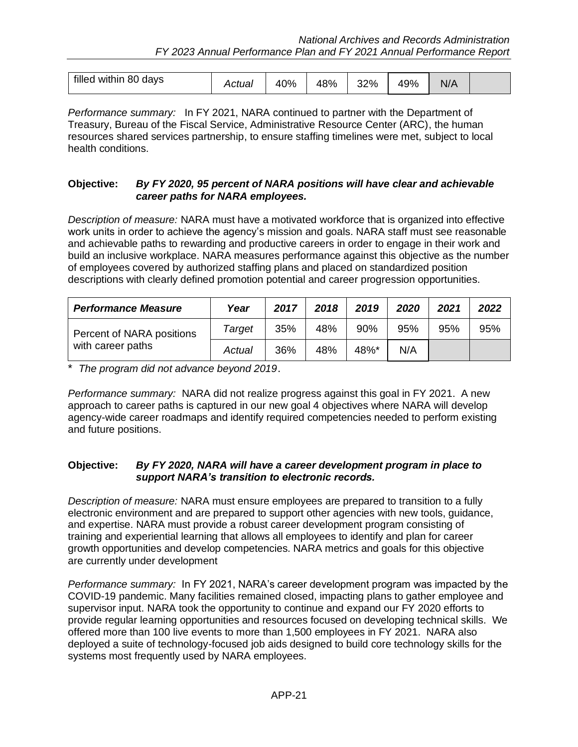| filled within 80 days | *Actual* | 40% | 48% | 32% | 49% | N/A | |
|---|---|---|---|---|---|---|---|

*Performance summary:* In FY 2021, NARA continued to partner with the Department of Treasury, Bureau of the Fiscal Service, Administrative Resource Center (ARC), the human resources shared services partnership, to ensure staffing timelines were met, subject to local health conditions.

**Objective:** ***By FY 2020, 95 percent of NARA positions will have clear and achievable career paths for NARA employees.***

*Description of measure:* NARA must have a motivated workforce that is organized into effective work units in order to achieve the agency's mission and goals. NARA staff must see reasonable and achievable paths to rewarding and productive careers in order to engage in their work and build an inclusive workplace. NARA measures performance against this objective as the number of employees covered by authorized staffing plans and placed on standardized position descriptions with clearly defined promotion potential and career progression opportunities.

| *Performance Measure* | *Year* | *2017* | *2018* | *2019* | *2020* | *2021* | *2022* |
|---|---|---|---|---|---|---|---|
| Percent of NARA positions with career paths | *Target* | 35% | 48% | 90% | 95% | 95% | 95% |
| | *Actual* | 36% | 48% | 48%* | N/A | | |

\* *The program did not advance beyond 2019*.

*Performance summary:* NARA did not realize progress against this goal in FY 2021. A new approach to career paths is captured in our new goal 4 objectives where NARA will develop agency-wide career roadmaps and identify required competencies needed to perform existing and future positions.

**Objective:** ***By FY 2020, NARA will have a career development program in place to support NARA's transition to electronic records.***

*Description of measure:* NARA must ensure employees are prepared to transition to a fully electronic environment and are prepared to support other agencies with new tools, guidance, and expertise. NARA must provide a robust career development program consisting of training and experiential learning that allows all employees to identify and plan for career growth opportunities and develop competencies. NARA metrics and goals for this objective are currently under development

*Performance summary:* In FY 2021, NARA's career development program was impacted by the COVID-19 pandemic. Many facilities remained closed, impacting plans to gather employee and supervisor input. NARA took the opportunity to continue and expand our FY 2020 efforts to provide regular learning opportunities and resources focused on developing technical skills. We offered more than 100 live events to more than 1,500 employees in FY 2021. NARA also deployed a suite of technology-focused job aids designed to build core technology skills for the systems most frequently used by NARA employees.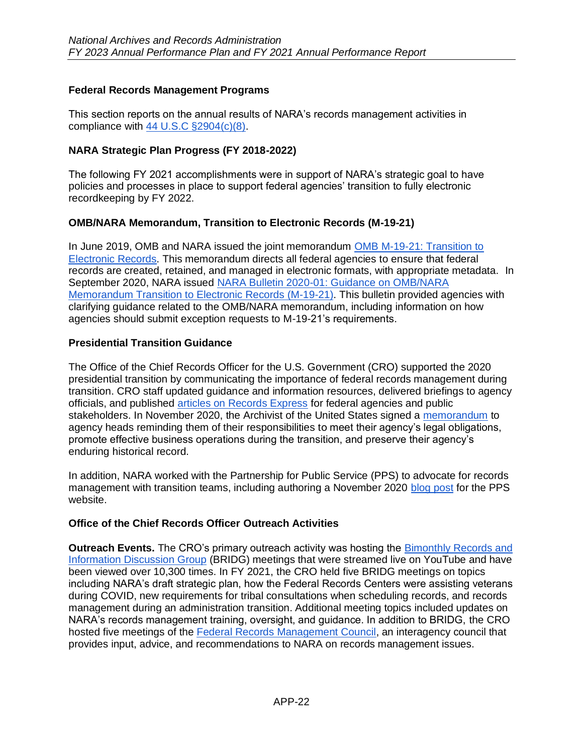### Federal Records Management Programs

This section reports on the annual results of NARA's records management activities in compliance with 44 U.S.C §2904(c)(8).

### NARA Strategic Plan Progress (FY 2018-2022)

The following FY 2021 accomplishments were in support of NARA's strategic goal to have policies and processes in place to support federal agencies' transition to fully electronic recordkeeping by FY 2022.

### OMB/NARA Memorandum, Transition to Electronic Records (M-19-21)

In June 2019, OMB and NARA issued the joint memorandum OMB M-19-21: Transition to Electronic Records. This memorandum directs all federal agencies to ensure that federal records are created, retained, and managed in electronic formats, with appropriate metadata. In September 2020, NARA issued NARA Bulletin 2020-01: Guidance on OMB/NARA Memorandum Transition to Electronic Records (M-19-21). This bulletin provided agencies with clarifying guidance related to the OMB/NARA memorandum, including information on how agencies should submit exception requests to M-19-21's requirements.

### Presidential Transition Guidance

The Office of the Chief Records Officer for the U.S. Government (CRO) supported the 2020 presidential transition by communicating the importance of federal records management during transition. CRO staff updated guidance and information resources, delivered briefings to agency officials, and published articles on Records Express for federal agencies and public stakeholders. In November 2020, the Archivist of the United States signed a memorandum to agency heads reminding them of their responsibilities to meet their agency's legal obligations, promote effective business operations during the transition, and preserve their agency's enduring historical record.

In addition, NARA worked with the Partnership for Public Service (PPS) to advocate for records management with transition teams, including authoring a November 2020 blog post for the PPS website.

### Office of the Chief Records Officer Outreach Activities

**Outreach Events.** The CRO's primary outreach activity was hosting the Bimonthly Records and Information Discussion Group (BRIDG) meetings that were streamed live on YouTube and have been viewed over 10,300 times. In FY 2021, the CRO held five BRIDG meetings on topics including NARA's draft strategic plan, how the Federal Records Centers were assisting veterans during COVID, new requirements for tribal consultations when scheduling records, and records management during an administration transition. Additional meeting topics included updates on NARA's records management training, oversight, and guidance. In addition to BRIDG, the CRO hosted five meetings of the Federal Records Management Council, an interagency council that provides input, advice, and recommendations to NARA on records management issues.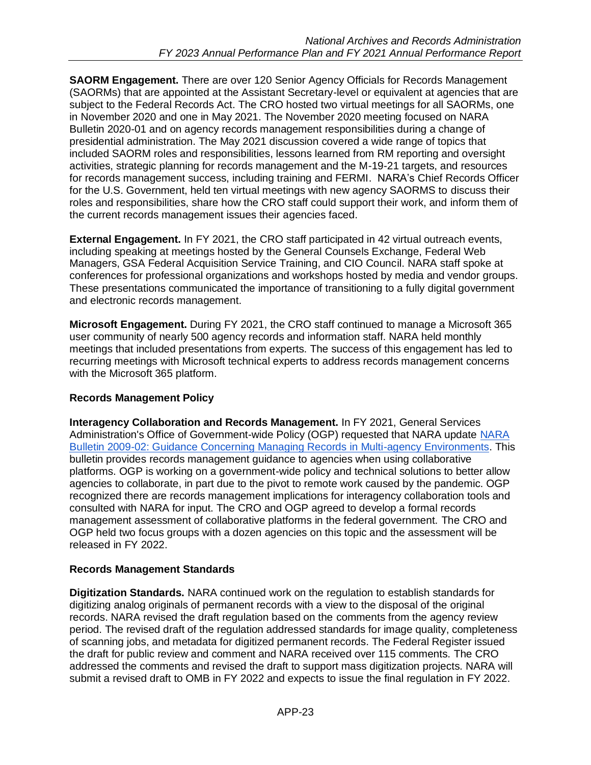**SAORM Engagement.** There are over 120 Senior Agency Officials for Records Management (SAORMs) that are appointed at the Assistant Secretary-level or equivalent at agencies that are subject to the Federal Records Act. The CRO hosted two virtual meetings for all SAORMs, one in November 2020 and one in May 2021. The November 2020 meeting focused on NARA Bulletin 2020-01 and on agency records management responsibilities during a change of presidential administration. The May 2021 discussion covered a wide range of topics that included SAORM roles and responsibilities, lessons learned from RM reporting and oversight activities, strategic planning for records management and the M-19-21 targets, and resources for records management success, including training and FERMI. NARA's Chief Records Officer for the U.S. Government, held ten virtual meetings with new agency SAORMS to discuss their roles and responsibilities, share how the CRO staff could support their work, and inform them of the current records management issues their agencies faced.

**External Engagement.** In FY 2021, the CRO staff participated in 42 virtual outreach events, including speaking at meetings hosted by the General Counsels Exchange, Federal Web Managers, GSA Federal Acquisition Service Training, and CIO Council. NARA staff spoke at conferences for professional organizations and workshops hosted by media and vendor groups. These presentations communicated the importance of transitioning to a fully digital government and electronic records management.

**Microsoft Engagement.** During FY 2021, the CRO staff continued to manage a Microsoft 365 user community of nearly 500 agency records and information staff. NARA held monthly meetings that included presentations from experts. The success of this engagement has led to recurring meetings with Microsoft technical experts to address records management concerns with the Microsoft 365 platform.

**Records Management Policy**

**Interagency Collaboration and Records Management.** In FY 2021, General Services Administration's Office of Government-wide Policy (OGP) requested that NARA update NARA Bulletin 2009-02: Guidance Concerning Managing Records in Multi-agency Environments. This bulletin provides records management guidance to agencies when using collaborative platforms. OGP is working on a government-wide policy and technical solutions to better allow agencies to collaborate, in part due to the pivot to remote work caused by the pandemic. OGP recognized there are records management implications for interagency collaboration tools and consulted with NARA for input. The CRO and OGP agreed to develop a formal records management assessment of collaborative platforms in the federal government. The CRO and OGP held two focus groups with a dozen agencies on this topic and the assessment will be released in FY 2022.

**Records Management Standards**

**Digitization Standards.** NARA continued work on the regulation to establish standards for digitizing analog originals of permanent records with a view to the disposal of the original records. NARA revised the draft regulation based on the comments from the agency review period. The revised draft of the regulation addressed standards for image quality, completeness of scanning jobs, and metadata for digitized permanent records. The Federal Register issued the draft for public review and comment and NARA received over 115 comments. The CRO addressed the comments and revised the draft to support mass digitization projects. NARA will submit a revised draft to OMB in FY 2022 and expects to issue the final regulation in FY 2022.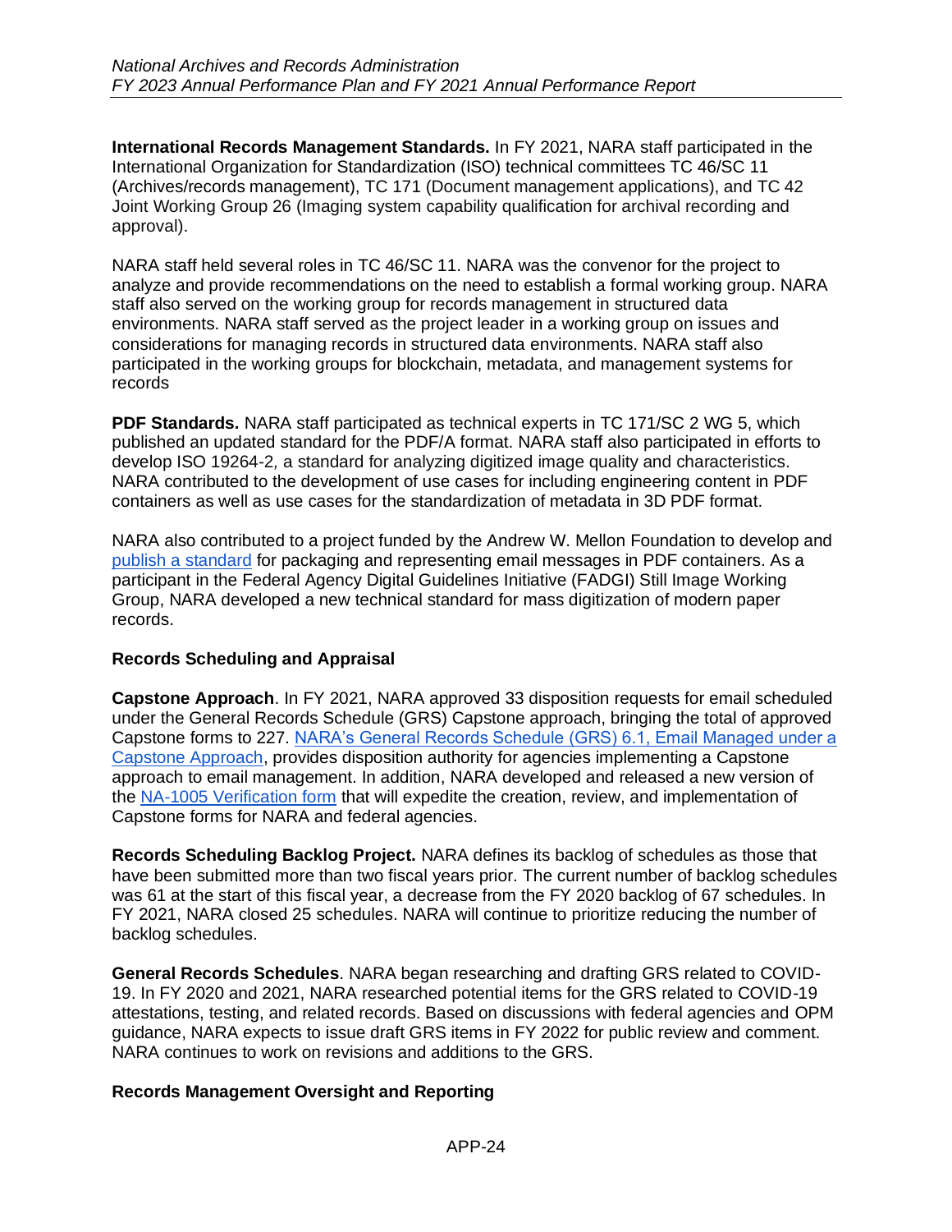**International Records Management Standards.** In FY 2021, NARA staff participated in the International Organization for Standardization (ISO) technical committees TC 46/SC 11 (Archives/records management), TC 171 (Document management applications), and TC 42 Joint Working Group 26 (Imaging system capability qualification for archival recording and approval).

NARA staff held several roles in TC 46/SC 11. NARA was the convenor for the project to analyze and provide recommendations on the need to establish a formal working group. NARA staff also served on the working group for records management in structured data environments. NARA staff served as the project leader in a working group on issues and considerations for managing records in structured data environments. NARA staff also participated in the working groups for blockchain, metadata, and management systems for records

**PDF Standards.** NARA staff participated as technical experts in TC 171/SC 2 WG 5, which published an updated standard for the PDF/A format. NARA staff also participated in efforts to develop ISO 19264-2*,* a standard for analyzing digitized image quality and characteristics. NARA contributed to the development of use cases for including engineering content in PDF containers as well as use cases for the standardization of metadata in 3D PDF format.

NARA also contributed to a project funded by the Andrew W. Mellon Foundation to develop and publish a standard for packaging and representing email messages in PDF containers. As a participant in the Federal Agency Digital Guidelines Initiative (FADGI) Still Image Working Group, NARA developed a new technical standard for mass digitization of modern paper records.

### Records Scheduling and Appraisal

**Capstone Approach**. In FY 2021, NARA approved 33 disposition requests for email scheduled under the General Records Schedule (GRS) Capstone approach, bringing the total of approved Capstone forms to 227. NARA's General Records Schedule (GRS) 6.1, Email Managed under a Capstone Approach, provides disposition authority for agencies implementing a Capstone approach to email management. In addition, NARA developed and released a new version of the NA-1005 Verification form that will expedite the creation, review, and implementation of Capstone forms for NARA and federal agencies.

**Records Scheduling Backlog Project.** NARA defines its backlog of schedules as those that have been submitted more than two fiscal years prior. The current number of backlog schedules was 61 at the start of this fiscal year, a decrease from the FY 2020 backlog of 67 schedules. In FY 2021, NARA closed 25 schedules. NARA will continue to prioritize reducing the number of backlog schedules.

**General Records Schedules**. NARA began researching and drafting GRS related to COVID-19. In FY 2020 and 2021, NARA researched potential items for the GRS related to COVID-19 attestations, testing, and related records. Based on discussions with federal agencies and OPM guidance, NARA expects to issue draft GRS items in FY 2022 for public review and comment. NARA continues to work on revisions and additions to the GRS.

### Records Management Oversight and Reporting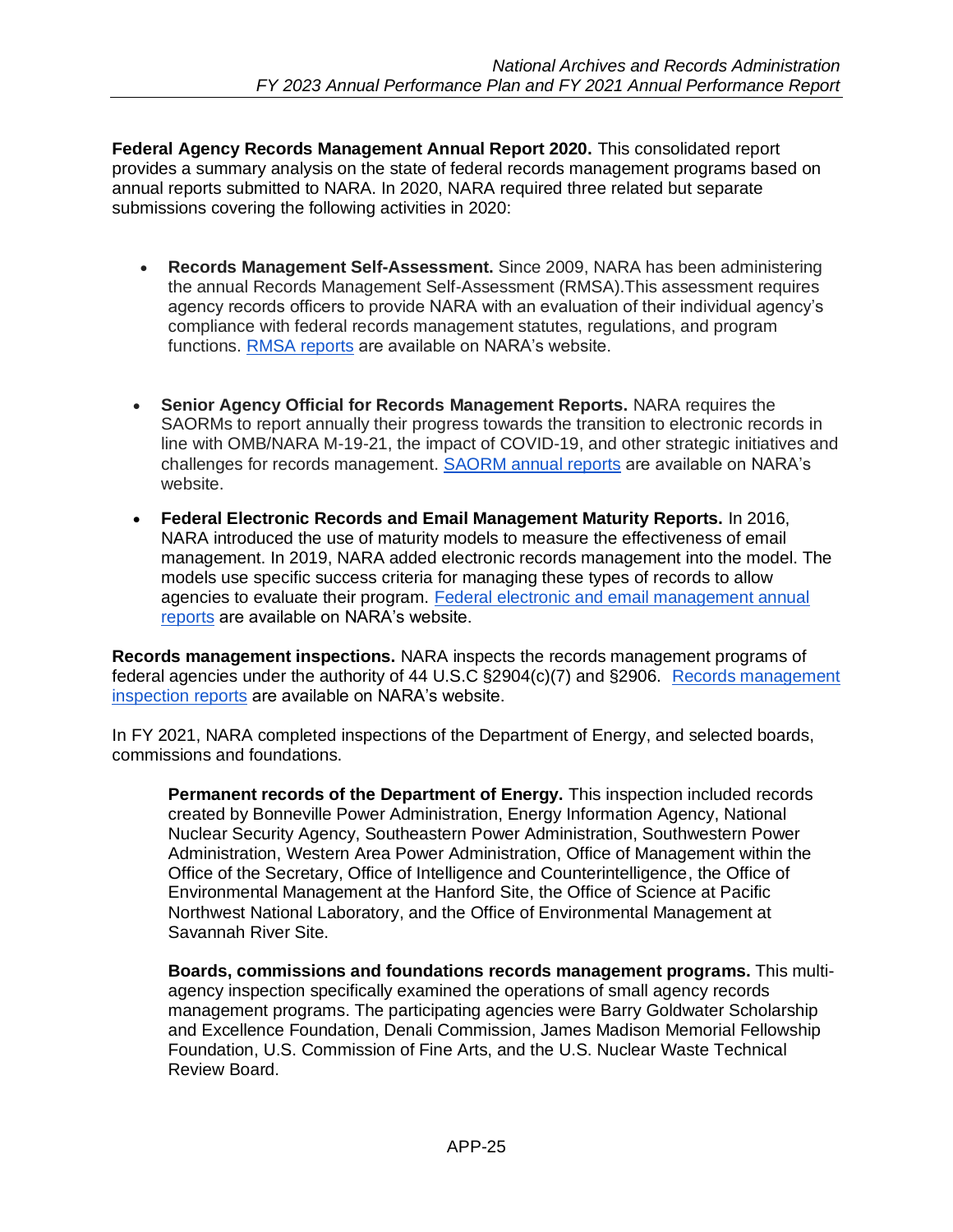**Federal Agency Records Management Annual Report 2020.** This consolidated report provides a summary analysis on the state of federal records management programs based on annual reports submitted to NARA. In 2020, NARA required three related but separate submissions covering the following activities in 2020:

- **Records Management Self-Assessment.** Since 2009, NARA has been administering the annual Records Management Self-Assessment (RMSA).This assessment requires agency records officers to provide NARA with an evaluation of their individual agency's compliance with federal records management statutes, regulations, and program functions. RMSA reports are available on NARA's website.

- **Senior Agency Official for Records Management Reports.** NARA requires the SAORMs to report annually their progress towards the transition to electronic records in line with OMB/NARA M-19-21, the impact of COVID-19, and other strategic initiatives and challenges for records management. SAORM annual reports are available on NARA's website.

- **Federal Electronic Records and Email Management Maturity Reports.** In 2016, NARA introduced the use of maturity models to measure the effectiveness of email management. In 2019, NARA added electronic records management into the model. The models use specific success criteria for managing these types of records to allow agencies to evaluate their program. Federal electronic and email management annual reports are available on NARA's website.

**Records management inspections.** NARA inspects the records management programs of federal agencies under the authority of 44 U.S.C §2904(c)(7) and §2906. Records management inspection reports are available on NARA's website.

In FY 2021, NARA completed inspections of the Department of Energy, and selected boards, commissions and foundations.

**Permanent records of the Department of Energy.** This inspection included records created by Bonneville Power Administration, Energy Information Agency, National Nuclear Security Agency, Southeastern Power Administration, Southwestern Power Administration, Western Area Power Administration, Office of Management within the Office of the Secretary, Office of Intelligence and Counterintelligence, the Office of Environmental Management at the Hanford Site, the Office of Science at Pacific Northwest National Laboratory, and the Office of Environmental Management at Savannah River Site.

**Boards, commissions and foundations records management programs.** This multi-agency inspection specifically examined the operations of small agency records management programs. The participating agencies were Barry Goldwater Scholarship and Excellence Foundation, Denali Commission, James Madison Memorial Fellowship Foundation, U.S. Commission of Fine Arts, and the U.S. Nuclear Waste Technical Review Board.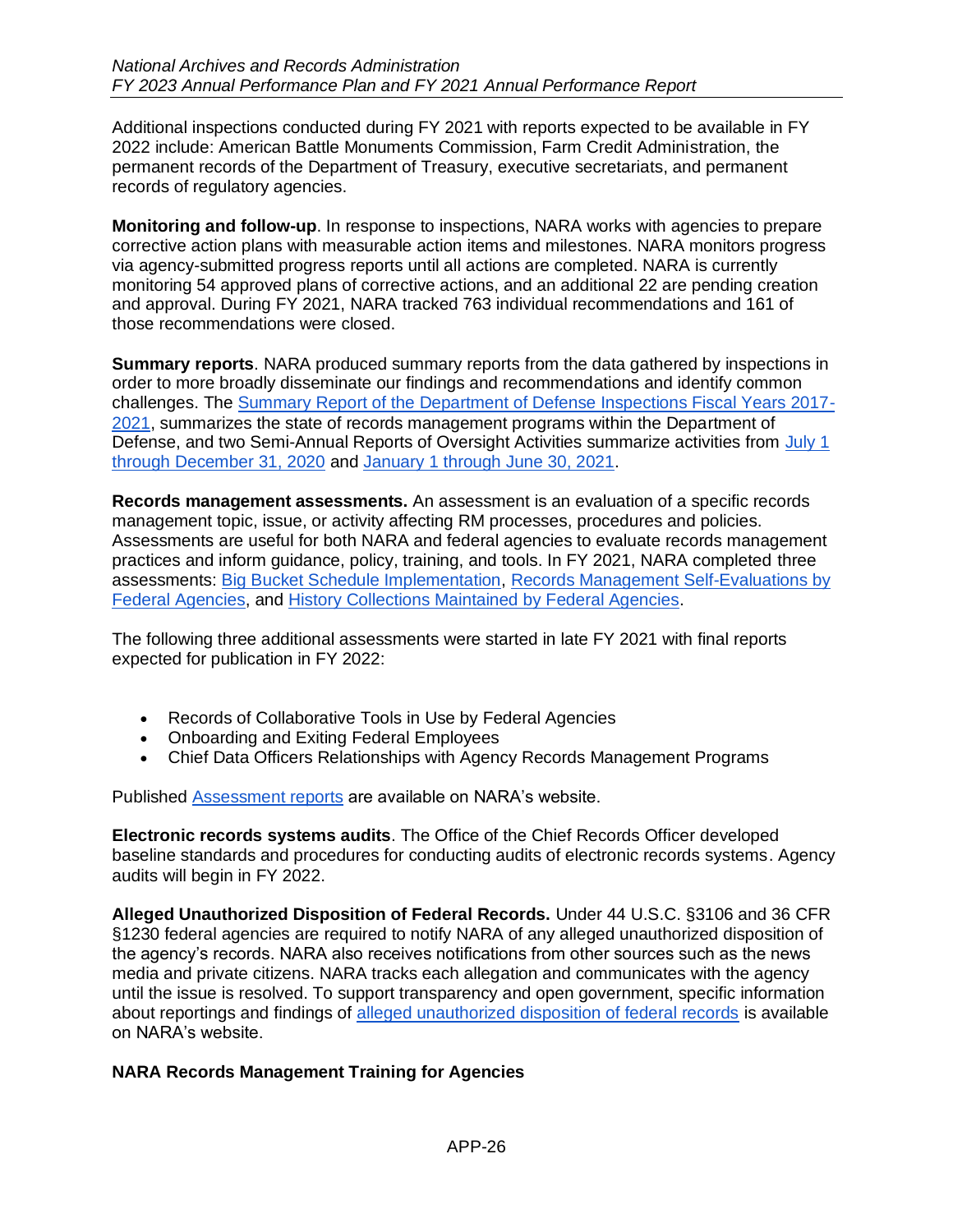Additional inspections conducted during FY 2021 with reports expected to be available in FY 2022 include: American Battle Monuments Commission, Farm Credit Administration, the permanent records of the Department of Treasury, executive secretariats, and permanent records of regulatory agencies.

**Monitoring and follow-up**. In response to inspections, NARA works with agencies to prepare corrective action plans with measurable action items and milestones. NARA monitors progress via agency-submitted progress reports until all actions are completed. NARA is currently monitoring 54 approved plans of corrective actions, and an additional 22 are pending creation and approval. During FY 2021, NARA tracked 763 individual recommendations and 161 of those recommendations were closed.

**Summary reports**. NARA produced summary reports from the data gathered by inspections in order to more broadly disseminate our findings and recommendations and identify common challenges. The Summary Report of the Department of Defense Inspections Fiscal Years 2017-2021, summarizes the state of records management programs within the Department of Defense, and two Semi-Annual Reports of Oversight Activities summarize activities from July 1 through December 31, 2020 and January 1 through June 30, 2021.

**Records management assessments.** An assessment is an evaluation of a specific records management topic, issue, or activity affecting RM processes, procedures and policies. Assessments are useful for both NARA and federal agencies to evaluate records management practices and inform guidance, policy, training, and tools. In FY 2021, NARA completed three assessments: Big Bucket Schedule Implementation, Records Management Self-Evaluations by Federal Agencies, and History Collections Maintained by Federal Agencies.

The following three additional assessments were started in late FY 2021 with final reports expected for publication in FY 2022:

- Records of Collaborative Tools in Use by Federal Agencies
- Onboarding and Exiting Federal Employees
- Chief Data Officers Relationships with Agency Records Management Programs

Published Assessment reports are available on NARA's website.

**Electronic records systems audits**. The Office of the Chief Records Officer developed baseline standards and procedures for conducting audits of electronic records systems. Agency audits will begin in FY 2022.

**Alleged Unauthorized Disposition of Federal Records.** Under 44 U.S.C. §3106 and 36 CFR §1230 federal agencies are required to notify NARA of any alleged unauthorized disposition of the agency's records. NARA also receives notifications from other sources such as the news media and private citizens. NARA tracks each allegation and communicates with the agency until the issue is resolved. To support transparency and open government, specific information about reportings and findings of alleged unauthorized disposition of federal records is available on NARA's website.

**NARA Records Management Training for Agencies**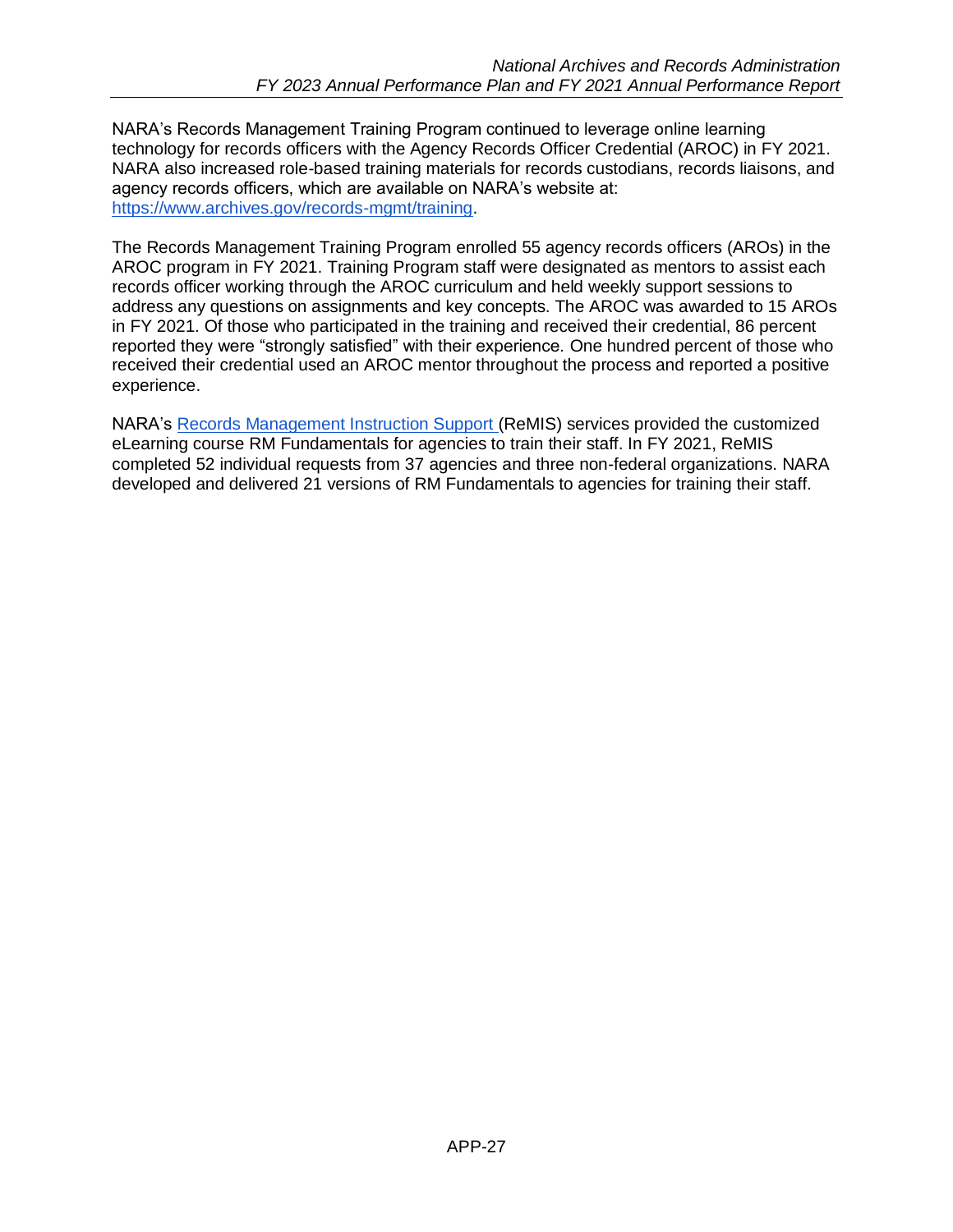NARA's Records Management Training Program continued to leverage online learning technology for records officers with the Agency Records Officer Credential (AROC) in FY 2021. NARA also increased role-based training materials for records custodians, records liaisons, and agency records officers, which are available on NARA's website at: [https://www.archives.gov/records-mgmt/training](https://www.archives.gov/records-mgmt/training).

The Records Management Training Program enrolled 55 agency records officers (AROs) in the AROC program in FY 2021. Training Program staff were designated as mentors to assist each records officer working through the AROC curriculum and held weekly support sessions to address any questions on assignments and key concepts. The AROC was awarded to 15 AROs in FY 2021. Of those who participated in the training and received their credential, 86 percent reported they were "strongly satisfied" with their experience. One hundred percent of those who received their credential used an AROC mentor throughout the process and reported a positive experience.

NARA's [Records Management Instruction Support](#) (ReMIS) services provided the customized eLearning course RM Fundamentals for agencies to train their staff. In FY 2021, ReMIS completed 52 individual requests from 37 agencies and three non-federal organizations. NARA developed and delivered 21 versions of RM Fundamentals to agencies for training their staff.